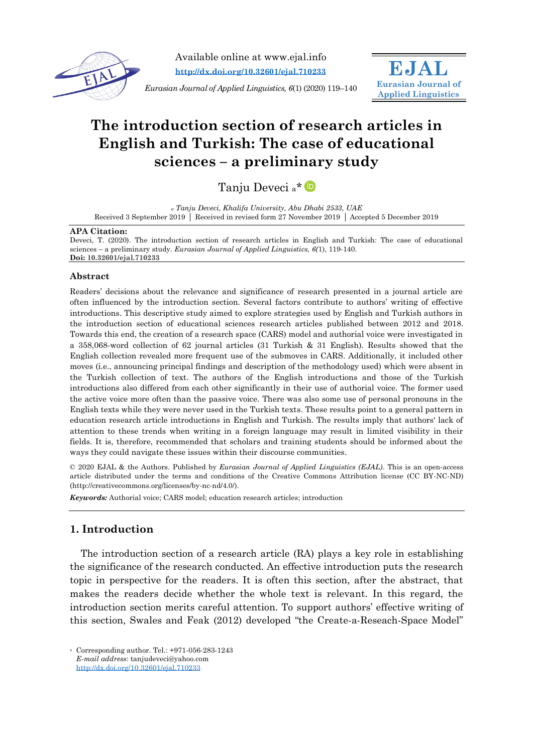Available online at www.ejal.info

http://dx.doi.org/10.32601/ejal.710233

*Eurasian Journal of Applied Linguistics, 6*(1) (2020) 119–140

**EJAL**
**Eurasian Journal of Applied Linguistics**

# The introduction section of research articles in English and Turkish: The case of educational sciences – a preliminary study

Tanju Deveci [a]*

[a] *Tanju Deveci, Khalifa University, Abu Dhabi 2533, UAE*

Received 3 September 2019 | Received in revised form 27 November 2019 | Accepted 5 December 2019

**APA Citation:**
Deveci, T. (2020). The introduction section of research articles in English and Turkish: The case of educational sciences – a preliminary study. *Eurasian Journal of Applied Linguistics, 6(*1), 119-140.
**Doi: 10.32601/ejal.710233**

### Abstract

Readers' decisions about the relevance and significance of research presented in a journal article are often influenced by the introduction section. Several factors contribute to authors' writing of effective introductions. This descriptive study aimed to explore strategies used by English and Turkish authors in the introduction section of educational sciences research articles published between 2012 and 2018. Towards this end, the creation of a research space (CARS) model and authorial voice were investigated in a 358,068-word collection of 62 journal articles (31 Turkish & 31 English). Results showed that the English collection revealed more frequent use of the submoves in CARS. Additionally, it included other moves (i.e., announcing principal findings and description of the methodology used) which were absent in the Turkish collection of text. The authors of the English introductions and those of the Turkish introductions also differed from each other significantly in their use of authorial voice. The former used the active voice more often than the passive voice. There was also some use of personal pronouns in the English texts while they were never used in the Turkish texts. These results point to a general pattern in education research article introductions in English and Turkish. The results imply that authors' lack of attention to these trends when writing in a foreign language may result in limited visibility in their fields. It is, therefore, recommended that scholars and training students should be informed about the ways they could navigate these issues within their discourse communities.

© 2020 EJAL & the Authors. Published by *Eurasian Journal of Applied Linguistics (EJAL)*. This is an open-access article distributed under the terms and conditions of the Creative Commons Attribution license (CC BY-NC-ND) (http://creativecommons.org/licenses/by-nc-nd/4.0/).

***Keywords:*** Authorial voice; CARS model; education research articles; introduction

## 1. Introduction

The introduction section of a research article (RA) plays a key role in establishing the significance of the research conducted. An effective introduction puts the research topic in perspective for the readers. It is often this section, after the abstract, that makes the readers decide whether the whole text is relevant. In this regard, the introduction section merits careful attention. To support authors' effective writing of this section, Swales and Feak (2012) developed "the Create-a-Reseach-Space Model"

* Corresponding author. Tel.: +971-056-283-1243
*E-mail address*: tanjudeveci@yahoo.com
http://dx.doi.org/10.32601/ejal.710233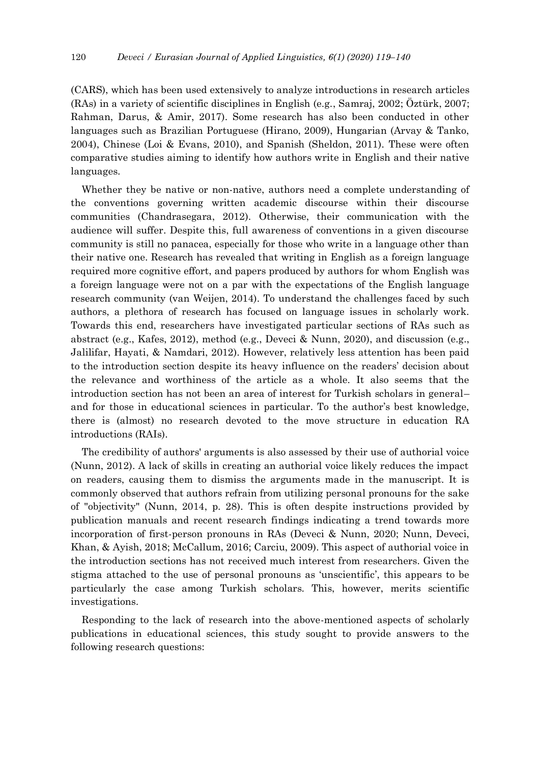(CARS), which has been used extensively to analyze introductions in research articles (RAs) in a variety of scientific disciplines in English (e.g., Samraj, 2002; Öztürk, 2007; Rahman, Darus, & Amir, 2017). Some research has also been conducted in other languages such as Brazilian Portuguese (Hirano, 2009), Hungarian (Arvay & Tanko, 2004), Chinese (Loi & Evans, 2010), and Spanish (Sheldon, 2011). These were often comparative studies aiming to identify how authors write in English and their native languages.

Whether they be native or non-native, authors need a complete understanding of the conventions governing written academic discourse within their discourse communities (Chandrasegara, 2012). Otherwise, their communication with the audience will suffer. Despite this, full awareness of conventions in a given discourse community is still no panacea, especially for those who write in a language other than their native one. Research has revealed that writing in English as a foreign language required more cognitive effort, and papers produced by authors for whom English was a foreign language were not on a par with the expectations of the English language research community (van Weijen, 2014). To understand the challenges faced by such authors, a plethora of research has focused on language issues in scholarly work. Towards this end, researchers have investigated particular sections of RAs such as abstract (e.g., Kafes, 2012), method (e.g., Deveci & Nunn, 2020), and discussion (e.g., Jalilifar, Hayati, & Namdari, 2012). However, relatively less attention has been paid to the introduction section despite its heavy influence on the readers' decision about the relevance and worthiness of the article as a whole. It also seems that the introduction section has not been an area of interest for Turkish scholars in general– and for those in educational sciences in particular. To the author's best knowledge, there is (almost) no research devoted to the move structure in education RA introductions (RAIs).

The credibility of authors' arguments is also assessed by their use of authorial voice (Nunn, 2012). A lack of skills in creating an authorial voice likely reduces the impact on readers, causing them to dismiss the arguments made in the manuscript. It is commonly observed that authors refrain from utilizing personal pronouns for the sake of "objectivity" (Nunn, 2014, p. 28). This is often despite instructions provided by publication manuals and recent research findings indicating a trend towards more incorporation of first-person pronouns in RAs (Deveci & Nunn, 2020; Nunn, Deveci, Khan, & Ayish, 2018; McCallum, 2016; Carciu, 2009). This aspect of authorial voice in the introduction sections has not received much interest from researchers. Given the stigma attached to the use of personal pronouns as 'unscientific', this appears to be particularly the case among Turkish scholars. This, however, merits scientific investigations.

Responding to the lack of research into the above-mentioned aspects of scholarly publications in educational sciences, this study sought to provide answers to the following research questions: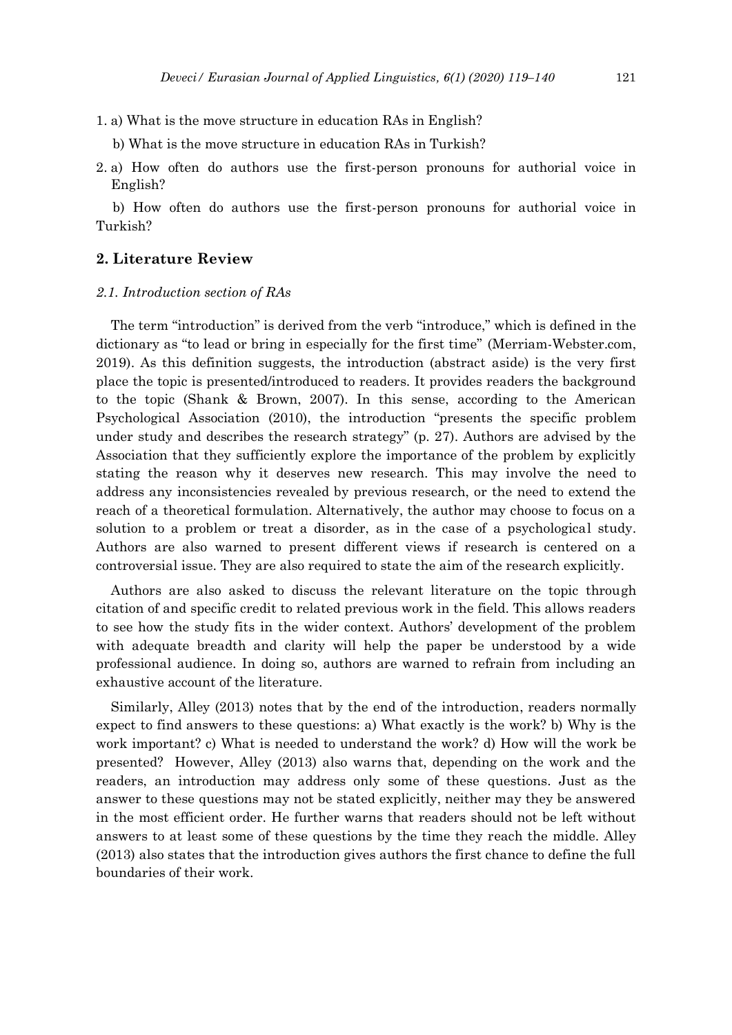1. a) What is the move structure in education RAs in English?

   b) What is the move structure in education RAs in Turkish?

2. a) How often do authors use the first-person pronouns for authorial voice in English?

   b) How often do authors use the first-person pronouns for authorial voice in Turkish?

## 2. Literature Review

### *2.1. Introduction section of RAs*

The term "introduction" is derived from the verb "introduce," which is defined in the dictionary as "to lead or bring in especially for the first time" (Merriam-Webster.com, 2019). As this definition suggests, the introduction (abstract aside) is the very first place the topic is presented/introduced to readers. It provides readers the background to the topic (Shank & Brown, 2007). In this sense, according to the American Psychological Association (2010), the introduction "presents the specific problem under study and describes the research strategy" (p. 27). Authors are advised by the Association that they sufficiently explore the importance of the problem by explicitly stating the reason why it deserves new research. This may involve the need to address any inconsistencies revealed by previous research, or the need to extend the reach of a theoretical formulation. Alternatively, the author may choose to focus on a solution to a problem or treat a disorder, as in the case of a psychological study. Authors are also warned to present different views if research is centered on a controversial issue. They are also required to state the aim of the research explicitly.

Authors are also asked to discuss the relevant literature on the topic through citation of and specific credit to related previous work in the field. This allows readers to see how the study fits in the wider context. Authors' development of the problem with adequate breadth and clarity will help the paper be understood by a wide professional audience. In doing so, authors are warned to refrain from including an exhaustive account of the literature.

Similarly, Alley (2013) notes that by the end of the introduction, readers normally expect to find answers to these questions: a) What exactly is the work? b) Why is the work important? c) What is needed to understand the work? d) How will the work be presented? However, Alley (2013) also warns that, depending on the work and the readers, an introduction may address only some of these questions. Just as the answer to these questions may not be stated explicitly, neither may they be answered in the most efficient order. He further warns that readers should not be left without answers to at least some of these questions by the time they reach the middle. Alley (2013) also states that the introduction gives authors the first chance to define the full boundaries of their work.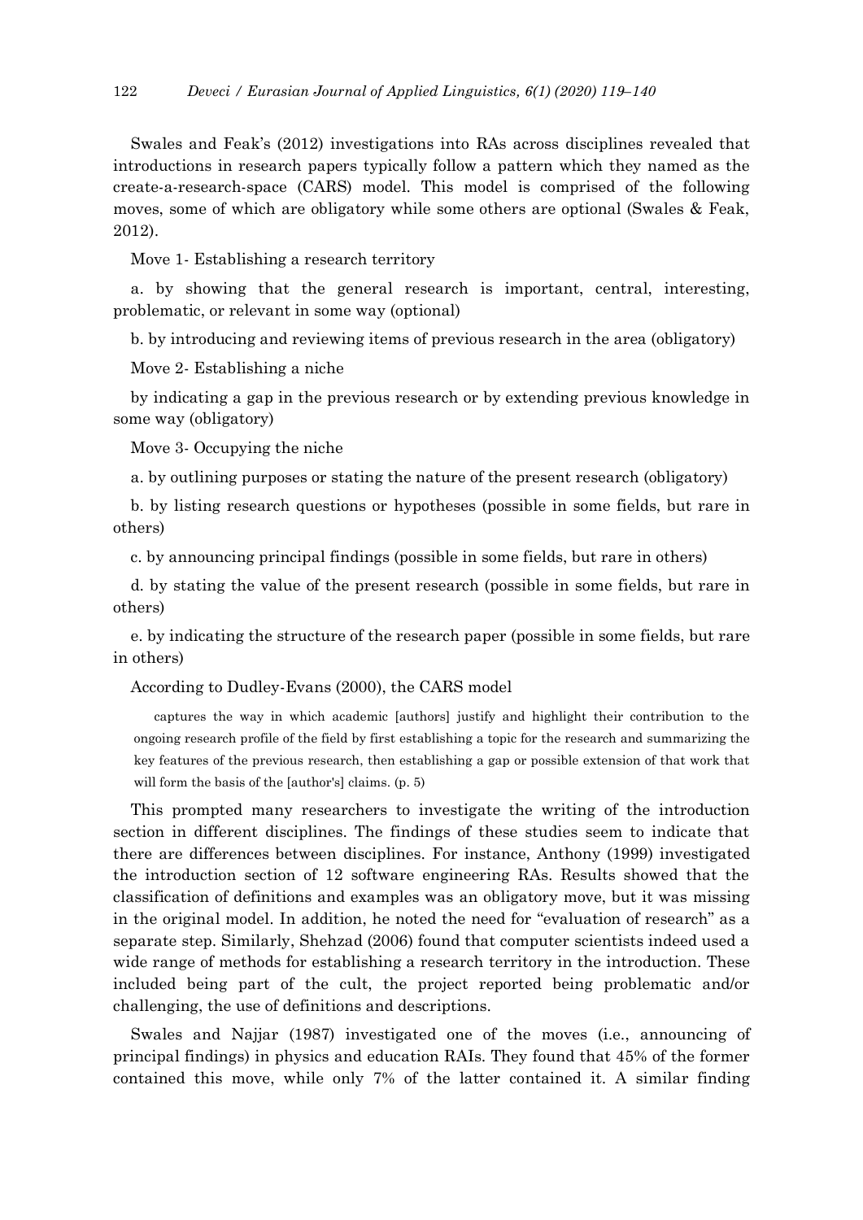Swales and Feak's (2012) investigations into RAs across disciplines revealed that introductions in research papers typically follow a pattern which they named as the create-a-research-space (CARS) model. This model is comprised of the following moves, some of which are obligatory while some others are optional (Swales & Feak, 2012).

Move 1- Establishing a research territory

a. by showing that the general research is important, central, interesting, problematic, or relevant in some way (optional)

b. by introducing and reviewing items of previous research in the area (obligatory)

Move 2- Establishing a niche

by indicating a gap in the previous research or by extending previous knowledge in some way (obligatory)

Move 3- Occupying the niche

a. by outlining purposes or stating the nature of the present research (obligatory)

b. by listing research questions or hypotheses (possible in some fields, but rare in others)

c. by announcing principal findings (possible in some fields, but rare in others)

d. by stating the value of the present research (possible in some fields, but rare in others)

e. by indicating the structure of the research paper (possible in some fields, but rare in others)

According to Dudley-Evans (2000), the CARS model

> captures the way in which academic [authors] justify and highlight their contribution to the ongoing research profile of the field by first establishing a topic for the research and summarizing the key features of the previous research, then establishing a gap or possible extension of that work that will form the basis of the [author's] claims. (p. 5)

This prompted many researchers to investigate the writing of the introduction section in different disciplines. The findings of these studies seem to indicate that there are differences between disciplines. For instance, Anthony (1999) investigated the introduction section of 12 software engineering RAs. Results showed that the classification of definitions and examples was an obligatory move, but it was missing in the original model. In addition, he noted the need for "evaluation of research" as a separate step. Similarly, Shehzad (2006) found that computer scientists indeed used a wide range of methods for establishing a research territory in the introduction. These included being part of the cult, the project reported being problematic and/or challenging, the use of definitions and descriptions.

Swales and Najjar (1987) investigated one of the moves (i.e., announcing of principal findings) in physics and education RAIs. They found that 45% of the former contained this move, while only 7% of the latter contained it. A similar finding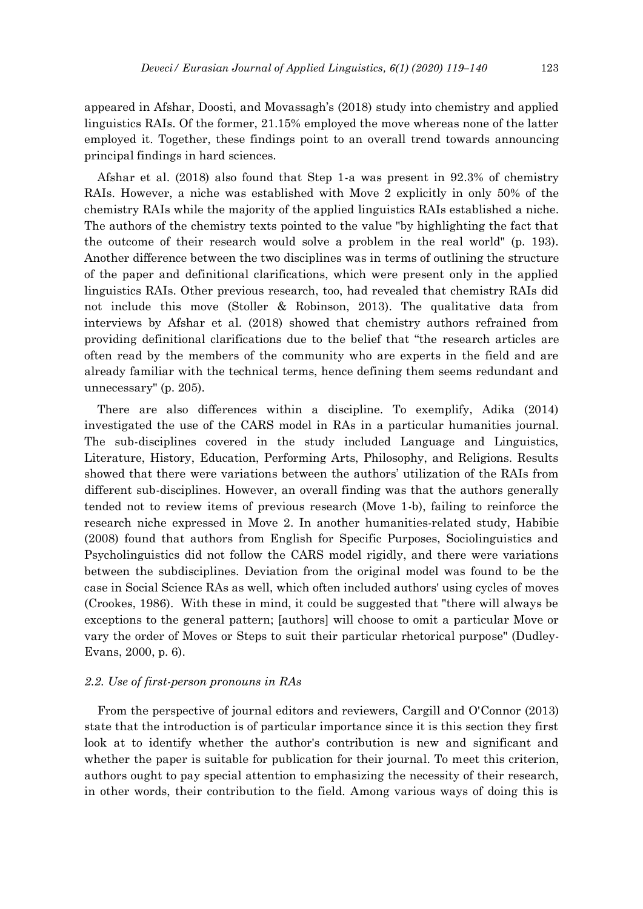appeared in Afshar, Doosti, and Movassagh's (2018) study into chemistry and applied linguistics RAIs. Of the former, 21.15% employed the move whereas none of the latter employed it. Together, these findings point to an overall trend towards announcing principal findings in hard sciences.

Afshar et al. (2018) also found that Step 1-a was present in 92.3% of chemistry RAIs. However, a niche was established with Move 2 explicitly in only 50% of the chemistry RAIs while the majority of the applied linguistics RAIs established a niche. The authors of the chemistry texts pointed to the value "by highlighting the fact that the outcome of their research would solve a problem in the real world" (p. 193). Another difference between the two disciplines was in terms of outlining the structure of the paper and definitional clarifications, which were present only in the applied linguistics RAIs. Other previous research, too, had revealed that chemistry RAIs did not include this move (Stoller & Robinson, 2013). The qualitative data from interviews by Afshar et al. (2018) showed that chemistry authors refrained from providing definitional clarifications due to the belief that "the research articles are often read by the members of the community who are experts in the field and are already familiar with the technical terms, hence defining them seems redundant and unnecessary" (p. 205).

There are also differences within a discipline. To exemplify, Adika (2014) investigated the use of the CARS model in RAs in a particular humanities journal. The sub-disciplines covered in the study included Language and Linguistics, Literature, History, Education, Performing Arts, Philosophy, and Religions. Results showed that there were variations between the authors' utilization of the RAIs from different sub-disciplines. However, an overall finding was that the authors generally tended not to review items of previous research (Move 1-b), failing to reinforce the research niche expressed in Move 2. In another humanities-related study, Habibie (2008) found that authors from English for Specific Purposes, Sociolinguistics and Psycholinguistics did not follow the CARS model rigidly, and there were variations between the subdisciplines. Deviation from the original model was found to be the case in Social Science RAs as well, which often included authors' using cycles of moves (Crookes, 1986). With these in mind, it could be suggested that "there will always be exceptions to the general pattern; [authors] will choose to omit a particular Move or vary the order of Moves or Steps to suit their particular rhetorical purpose" (Dudley-Evans, 2000, p. 6).

### *2.2. Use of first-person pronouns in RAs*

From the perspective of journal editors and reviewers, Cargill and O'Connor (2013) state that the introduction is of particular importance since it is this section they first look at to identify whether the author's contribution is new and significant and whether the paper is suitable for publication for their journal. To meet this criterion, authors ought to pay special attention to emphasizing the necessity of their research, in other words, their contribution to the field. Among various ways of doing this is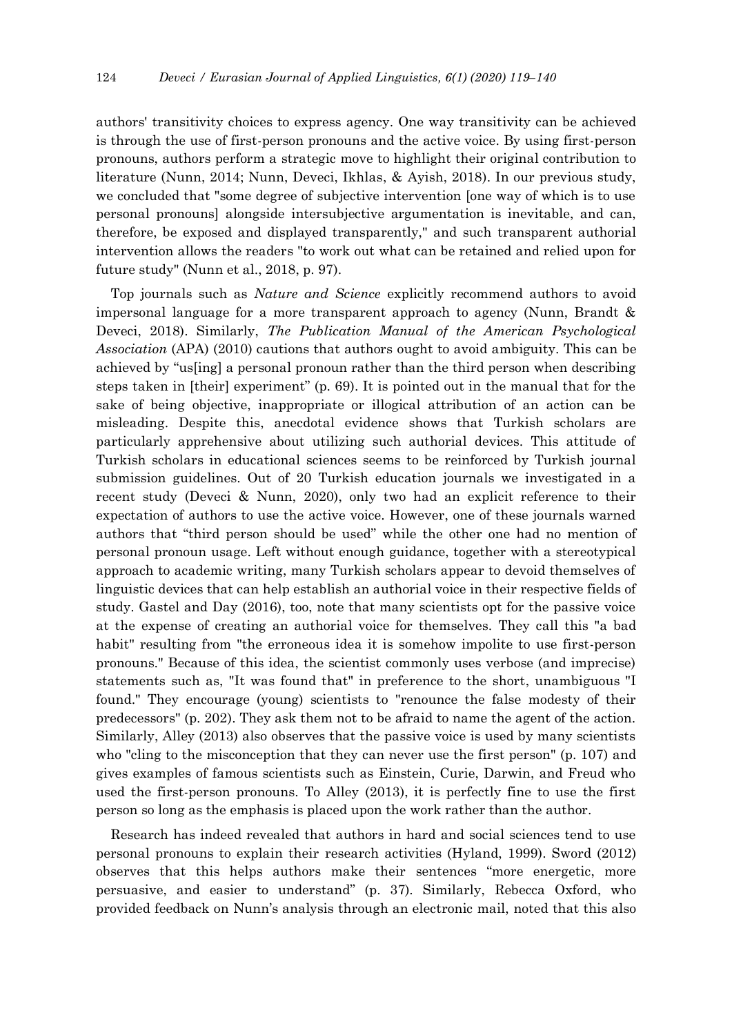authors' transitivity choices to express agency. One way transitivity can be achieved is through the use of first-person pronouns and the active voice. By using first-person pronouns, authors perform a strategic move to highlight their original contribution to literature (Nunn, 2014; Nunn, Deveci, Ikhlas, & Ayish, 2018). In our previous study, we concluded that "some degree of subjective intervention [one way of which is to use personal pronouns] alongside intersubjective argumentation is inevitable, and can, therefore, be exposed and displayed transparently," and such transparent authorial intervention allows the readers "to work out what can be retained and relied upon for future study" (Nunn et al., 2018, p. 97).

Top journals such as *Nature and Science* explicitly recommend authors to avoid impersonal language for a more transparent approach to agency (Nunn, Brandt & Deveci, 2018). Similarly, *The Publication Manual of the American Psychological Association* (APA) (2010) cautions that authors ought to avoid ambiguity. This can be achieved by "us[ing] a personal pronoun rather than the third person when describing steps taken in [their] experiment" (p. 69). It is pointed out in the manual that for the sake of being objective, inappropriate or illogical attribution of an action can be misleading. Despite this, anecdotal evidence shows that Turkish scholars are particularly apprehensive about utilizing such authorial devices. This attitude of Turkish scholars in educational sciences seems to be reinforced by Turkish journal submission guidelines. Out of 20 Turkish education journals we investigated in a recent study (Deveci & Nunn, 2020), only two had an explicit reference to their expectation of authors to use the active voice. However, one of these journals warned authors that "third person should be used" while the other one had no mention of personal pronoun usage. Left without enough guidance, together with a stereotypical approach to academic writing, many Turkish scholars appear to devoid themselves of linguistic devices that can help establish an authorial voice in their respective fields of study. Gastel and Day (2016), too, note that many scientists opt for the passive voice at the expense of creating an authorial voice for themselves. They call this "a bad habit" resulting from "the erroneous idea it is somehow impolite to use first-person pronouns." Because of this idea, the scientist commonly uses verbose (and imprecise) statements such as, "It was found that" in preference to the short, unambiguous "I found." They encourage (young) scientists to "renounce the false modesty of their predecessors" (p. 202). They ask them not to be afraid to name the agent of the action. Similarly, Alley (2013) also observes that the passive voice is used by many scientists who "cling to the misconception that they can never use the first person" (p. 107) and gives examples of famous scientists such as Einstein, Curie, Darwin, and Freud who used the first-person pronouns. To Alley (2013), it is perfectly fine to use the first person so long as the emphasis is placed upon the work rather than the author.

Research has indeed revealed that authors in hard and social sciences tend to use personal pronouns to explain their research activities (Hyland, 1999). Sword (2012) observes that this helps authors make their sentences "more energetic, more persuasive, and easier to understand" (p. 37). Similarly, Rebecca Oxford, who provided feedback on Nunn's analysis through an electronic mail, noted that this also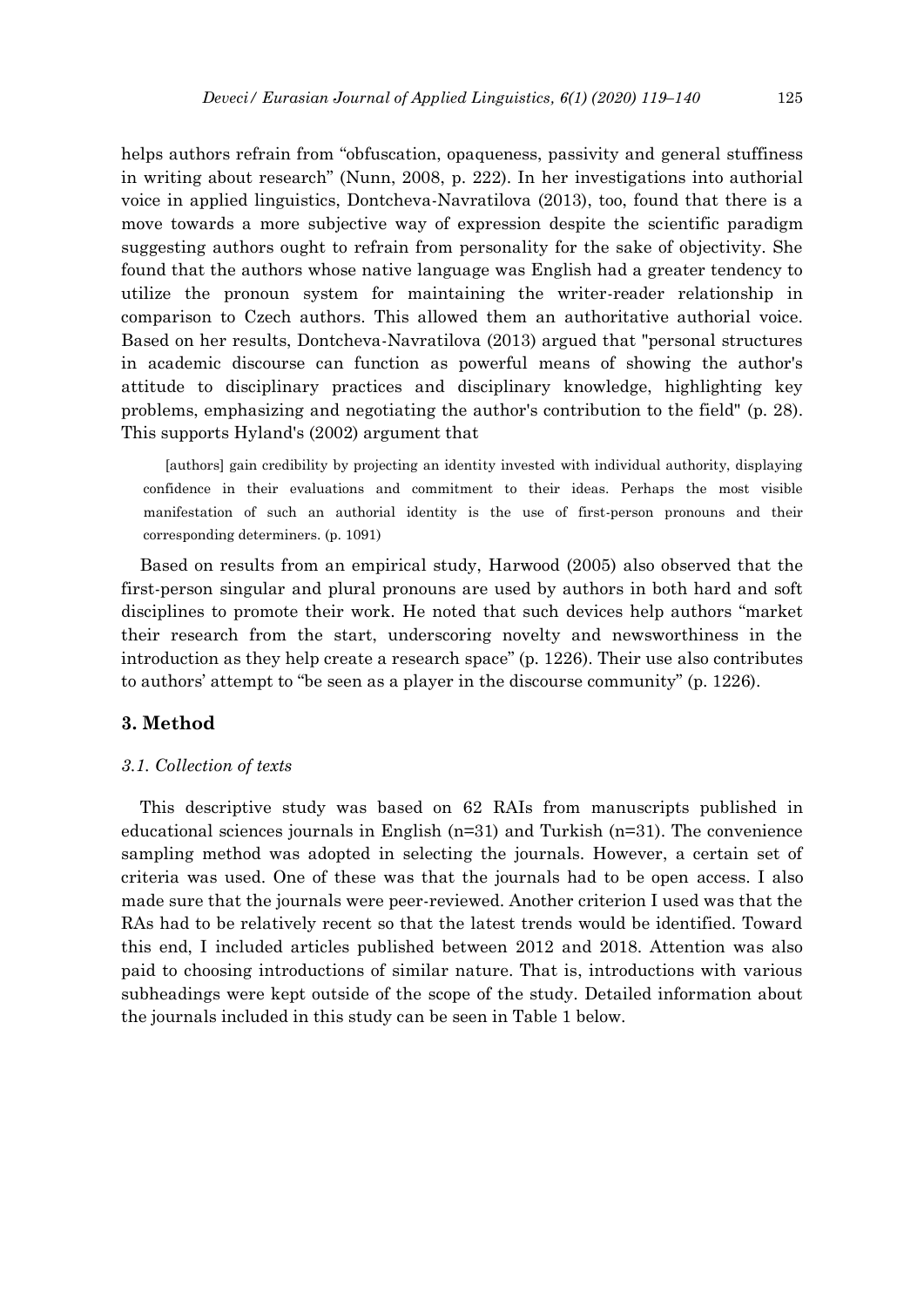helps authors refrain from "obfuscation, opaqueness, passivity and general stuffiness in writing about research" (Nunn, 2008, p. 222). In her investigations into authorial voice in applied linguistics, Dontcheva-Navratilova (2013), too, found that there is a move towards a more subjective way of expression despite the scientific paradigm suggesting authors ought to refrain from personality for the sake of objectivity. She found that the authors whose native language was English had a greater tendency to utilize the pronoun system for maintaining the writer-reader relationship in comparison to Czech authors. This allowed them an authoritative authorial voice. Based on her results, Dontcheva-Navratilova (2013) argued that "personal structures in academic discourse can function as powerful means of showing the author's attitude to disciplinary practices and disciplinary knowledge, highlighting key problems, emphasizing and negotiating the author's contribution to the field" (p. 28). This supports Hyland's (2002) argument that

> [authors] gain credibility by projecting an identity invested with individual authority, displaying confidence in their evaluations and commitment to their ideas. Perhaps the most visible manifestation of such an authorial identity is the use of first-person pronouns and their corresponding determiners. (p. 1091)

Based on results from an empirical study, Harwood (2005) also observed that the first-person singular and plural pronouns are used by authors in both hard and soft disciplines to promote their work. He noted that such devices help authors "market their research from the start, underscoring novelty and newsworthiness in the introduction as they help create a research space" (p. 1226). Their use also contributes to authors' attempt to "be seen as a player in the discourse community" (p. 1226).

## 3. Method

### *3.1. Collection of texts*

This descriptive study was based on 62 RAIs from manuscripts published in educational sciences journals in English (n=31) and Turkish (n=31). The convenience sampling method was adopted in selecting the journals. However, a certain set of criteria was used. One of these was that the journals had to be open access. I also made sure that the journals were peer-reviewed. Another criterion I used was that the RAs had to be relatively recent so that the latest trends would be identified. Toward this end, I included articles published between 2012 and 2018. Attention was also paid to choosing introductions of similar nature. That is, introductions with various subheadings were kept outside of the scope of the study. Detailed information about the journals included in this study can be seen in Table 1 below.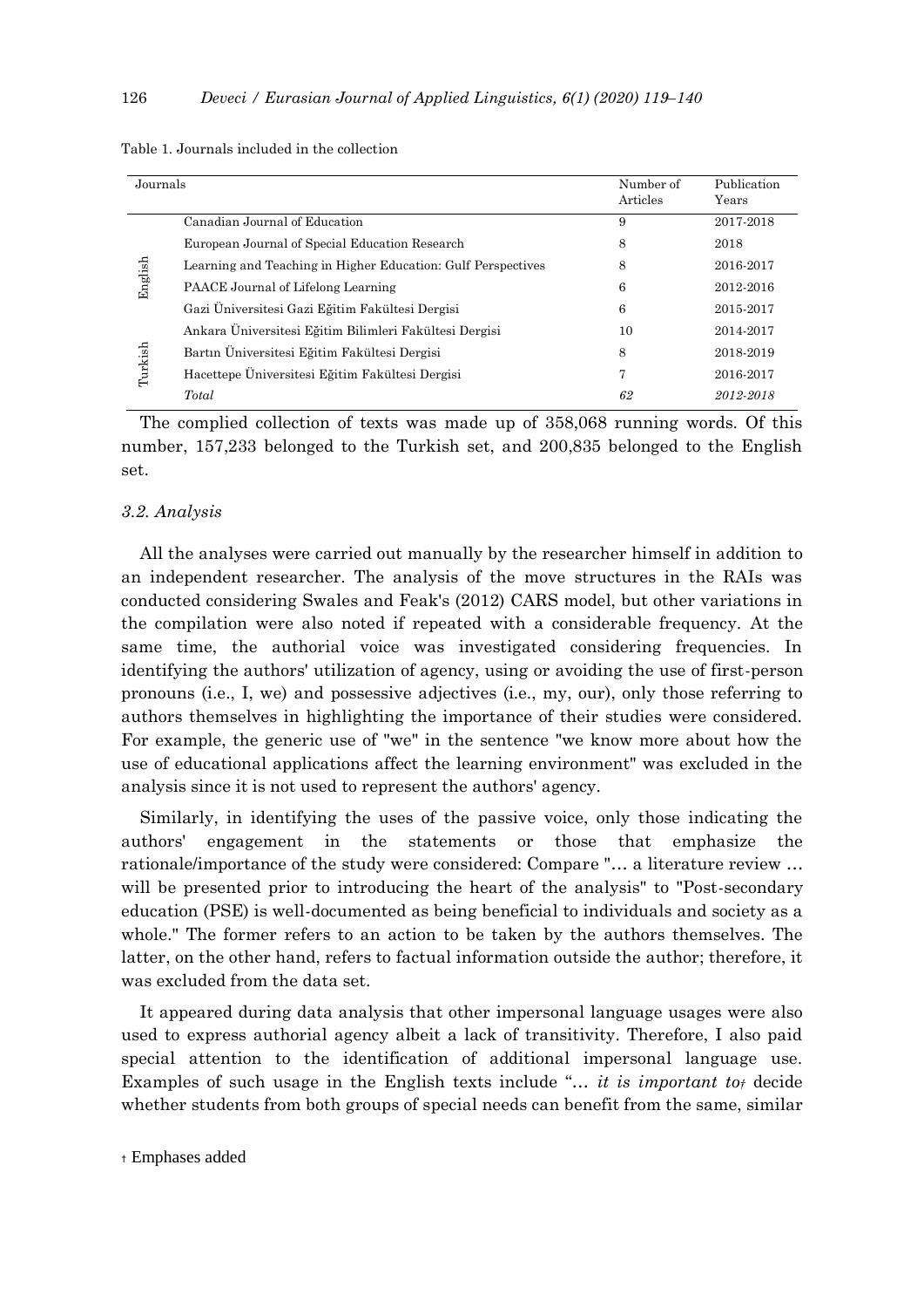Table 1. Journals included in the collection

| Journals | | Number of Articles | Publication Years |
|---|---|---|---|
| English | Canadian Journal of Education | 9 | 2017-2018 |
| | European Journal of Special Education Research | 8 | 2018 |
| | Learning and Teaching in Higher Education: Gulf Perspectives | 8 | 2016-2017 |
| | PAACE Journal of Lifelong Learning | 6 | 2012-2016 |
| Turkish | Gazi Üniversitesi Gazi Eğitim Fakültesi Dergisi | 6 | 2015-2017 |
| | Ankara Üniversitesi Eğitim Bilimleri Fakültesi Dergisi | 10 | 2014-2017 |
| | Bartın Üniversitesi Eğitim Fakültesi Dergisi | 8 | 2018-2019 |
| | Hacettepe Üniversitesi Eğitim Fakültesi Dergisi | 7 | 2016-2017 |
| | *Total* | *62* | *2012-2018* |

The complied collection of texts was made up of 358,068 running words. Of this number, 157,233 belonged to the Turkish set, and 200,835 belonged to the English set.

### *3.2. Analysis*

All the analyses were carried out manually by the researcher himself in addition to an independent researcher. The analysis of the move structures in the RAIs was conducted considering Swales and Feak's (2012) CARS model, but other variations in the compilation were also noted if repeated with a considerable frequency. At the same time, the authorial voice was investigated considering frequencies. In identifying the authors' utilization of agency, using or avoiding the use of first-person pronouns (i.e., I, we) and possessive adjectives (i.e., my, our), only those referring to authors themselves in highlighting the importance of their studies were considered. For example, the generic use of "we" in the sentence "we know more about how the use of educational applications affect the learning environment" was excluded in the analysis since it is not used to represent the authors' agency.

Similarly, in identifying the uses of the passive voice, only those indicating the authors' engagement in the statements or those that emphasize the rationale/importance of the study were considered: Compare "… a literature review … will be presented prior to introducing the heart of the analysis" to "Post-secondary education (PSE) is well-documented as being beneficial to individuals and society as a whole." The former refers to an action to be taken by the authors themselves. The latter, on the other hand, refers to factual information outside the author; therefore, it was excluded from the data set.

It appeared during data analysis that other impersonal language usages were also used to express authorial agency albeit a lack of transitivity. Therefore, I also paid special attention to the identification of additional impersonal language use. Examples of such usage in the English texts include "… *it is important to*† decide whether students from both groups of special needs can benefit from the same, similar

† Emphases added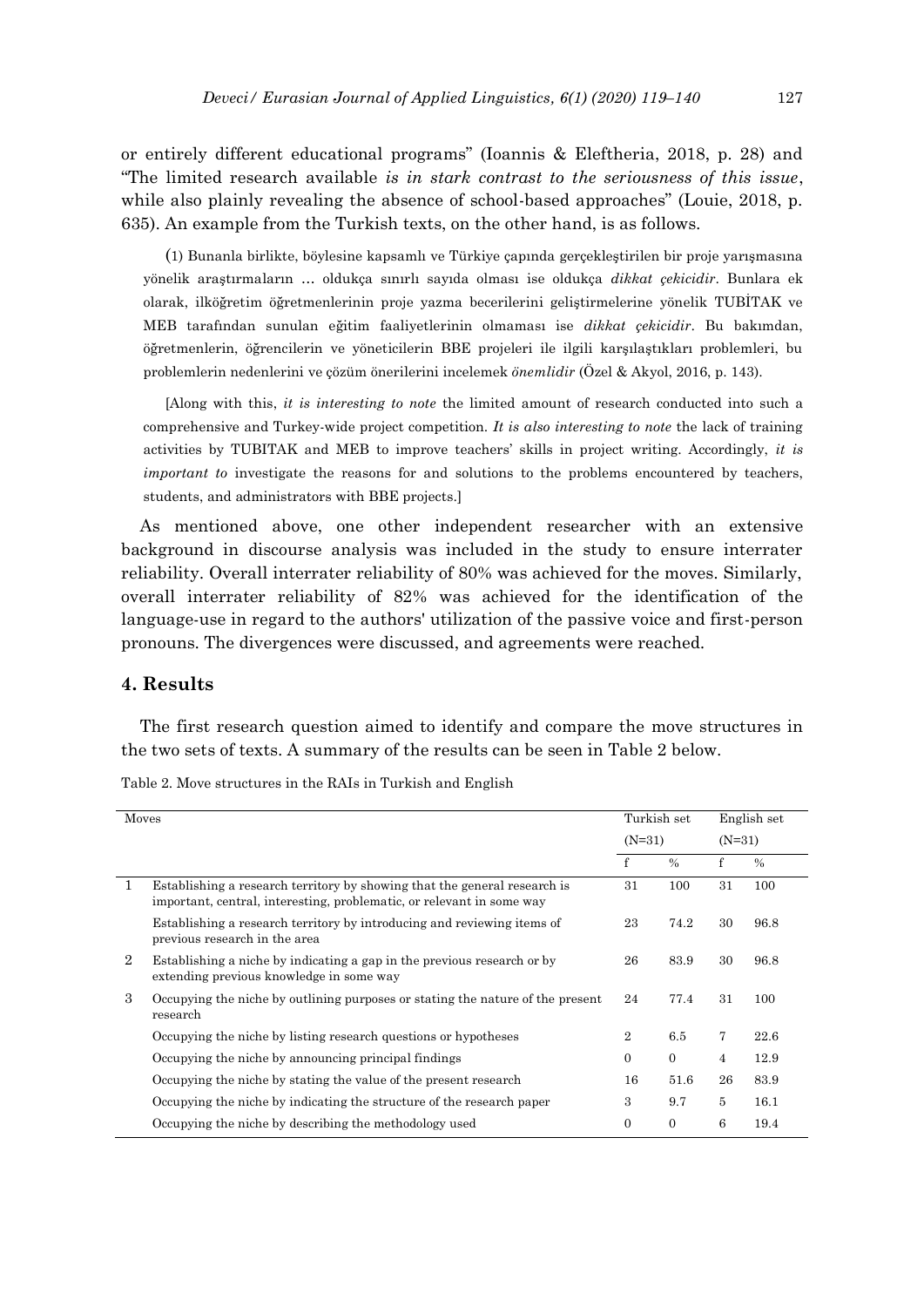or entirely different educational programs" (Ioannis & Eleftheria, 2018, p. 28) and "The limited research available *is in stark contrast to the seriousness of this issue*, while also plainly revealing the absence of school-based approaches" (Louie, 2018, p. 635). An example from the Turkish texts, on the other hand, is as follows.

(1) Bunanla birlikte, böylesine kapsamlı ve Türkiye çapında gerçekleştirilen bir proje yarışmasına yönelik araştırmaların … oldukça sınırlı sayıda olması ise oldukça *dikkat çekicidir*. Bunlara ek olarak, ilköğretim öğretmenlerinin proje yazma becerilerini geliştirmelerine yönelik TUBİTAK ve MEB tarafından sunulan eğitim faaliyetlerinin olmaması ise *dikkat çekicidir*. Bu bakımdan, öğretmenlerin, öğrencilerin ve yöneticilerin BBE projeleri ile ilgili karşılaştıkları problemleri, bu problemlerin nedenlerini ve çözüm önerilerini incelemek *önemlidir* (Özel & Akyol, 2016, p. 143).

[Along with this, *it is interesting to note* the limited amount of research conducted into such a comprehensive and Turkey-wide project competition. *It is also interesting to note* the lack of training activities by TUBITAK and MEB to improve teachers' skills in project writing. Accordingly, *it is important to* investigate the reasons for and solutions to the problems encountered by teachers, students, and administrators with BBE projects.]

As mentioned above, one other independent researcher with an extensive background in discourse analysis was included in the study to ensure interrater reliability. Overall interrater reliability of 80% was achieved for the moves. Similarly, overall interrater reliability of 82% was achieved for the identification of the language-use in regard to the authors' utilization of the passive voice and first-person pronouns. The divergences were discussed, and agreements were reached.

## 4. Results

The first research question aimed to identify and compare the move structures in the two sets of texts. A summary of the results can be seen in Table 2 below.

Table 2. Move structures in the RAIs in Turkish and English

| Moves | | Turkish set (N=31) | | English set (N=31) | |
|---|---|---|---|---|---|
| | | f | % | f | % |
| 1 | Establishing a research territory by showing that the general research is important, central, interesting, problematic, or relevant in some way | 31 | 100 | 31 | 100 |
| | Establishing a research territory by introducing and reviewing items of previous research in the area | 23 | 74.2 | 30 | 96.8 |
| 2 | Establishing a niche by indicating a gap in the previous research or by extending previous knowledge in some way | 26 | 83.9 | 30 | 96.8 |
| 3 | Occupying the niche by outlining purposes or stating the nature of the present research | 24 | 77.4 | 31 | 100 |
| | Occupying the niche by listing research questions or hypotheses | 2 | 6.5 | 7 | 22.6 |
| | Occupying the niche by announcing principal findings | 0 | 0 | 4 | 12.9 |
| | Occupying the niche by stating the value of the present research | 16 | 51.6 | 26 | 83.9 |
| | Occupying the niche by indicating the structure of the research paper | 3 | 9.7 | 5 | 16.1 |
| | Occupying the niche by describing the methodology used | 0 | 0 | 6 | 19.4 |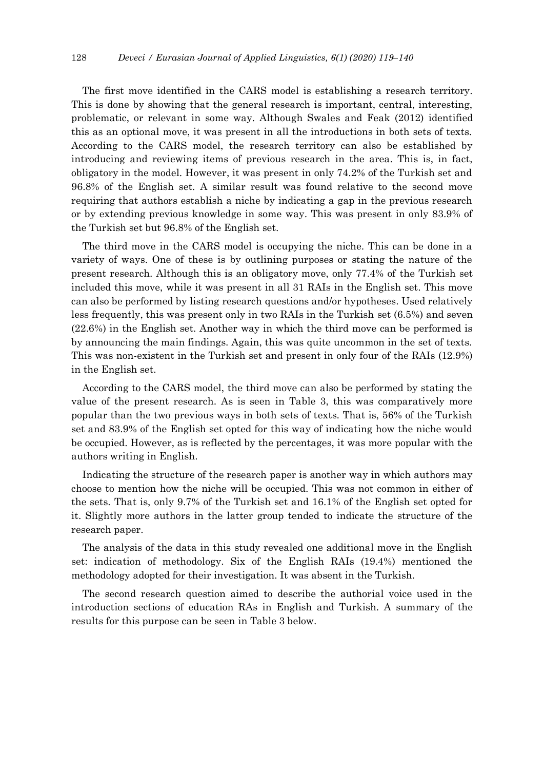The first move identified in the CARS model is establishing a research territory. This is done by showing that the general research is important, central, interesting, problematic, or relevant in some way. Although Swales and Feak (2012) identified this as an optional move, it was present in all the introductions in both sets of texts. According to the CARS model, the research territory can also be established by introducing and reviewing items of previous research in the area. This is, in fact, obligatory in the model. However, it was present in only 74.2% of the Turkish set and 96.8% of the English set. A similar result was found relative to the second move requiring that authors establish a niche by indicating a gap in the previous research or by extending previous knowledge in some way. This was present in only 83.9% of the Turkish set but 96.8% of the English set.

The third move in the CARS model is occupying the niche. This can be done in a variety of ways. One of these is by outlining purposes or stating the nature of the present research. Although this is an obligatory move, only 77.4% of the Turkish set included this move, while it was present in all 31 RAIs in the English set. This move can also be performed by listing research questions and/or hypotheses. Used relatively less frequently, this was present only in two RAIs in the Turkish set (6.5%) and seven (22.6%) in the English set. Another way in which the third move can be performed is by announcing the main findings. Again, this was quite uncommon in the set of texts. This was non-existent in the Turkish set and present in only four of the RAIs (12.9%) in the English set.

According to the CARS model, the third move can also be performed by stating the value of the present research. As is seen in Table 3, this was comparatively more popular than the two previous ways in both sets of texts. That is, 56% of the Turkish set and 83.9% of the English set opted for this way of indicating how the niche would be occupied. However, as is reflected by the percentages, it was more popular with the authors writing in English.

Indicating the structure of the research paper is another way in which authors may choose to mention how the niche will be occupied. This was not common in either of the sets. That is, only 9.7% of the Turkish set and 16.1% of the English set opted for it. Slightly more authors in the latter group tended to indicate the structure of the research paper.

The analysis of the data in this study revealed one additional move in the English set: indication of methodology. Six of the English RAIs (19.4%) mentioned the methodology adopted for their investigation. It was absent in the Turkish.

The second research question aimed to describe the authorial voice used in the introduction sections of education RAs in English and Turkish. A summary of the results for this purpose can be seen in Table 3 below.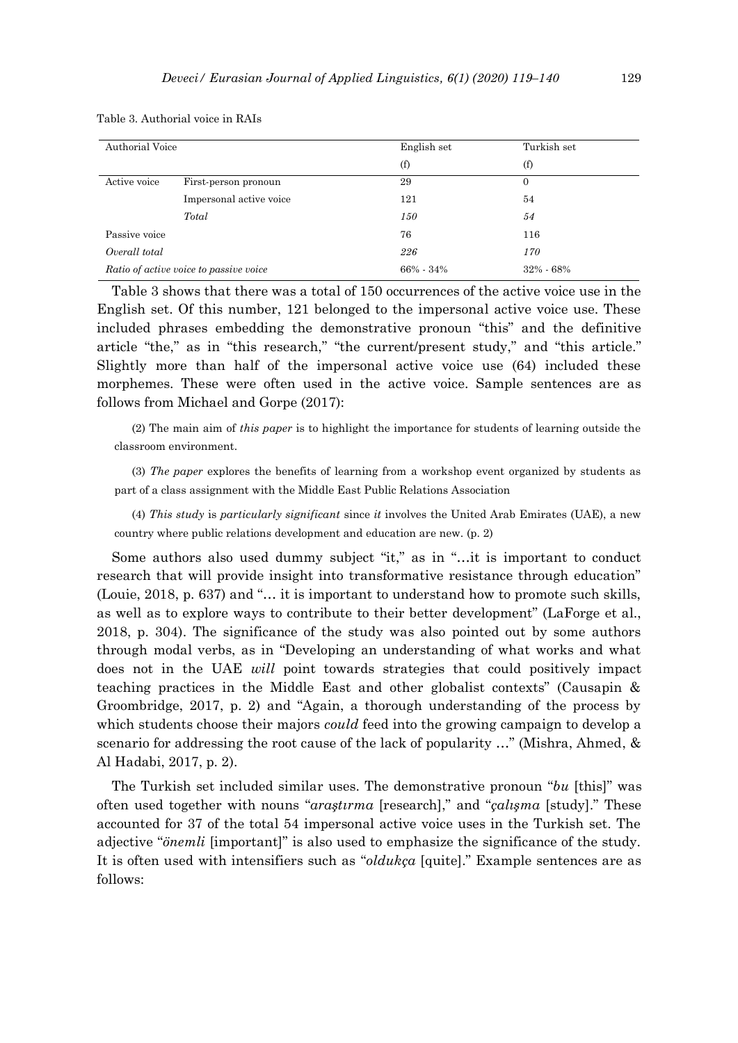Table 3. Authorial voice in RAIs

| Authorial Voice | | English set | Turkish set |
|---|---|---|---|
| | | (f) | (f) |
| Active voice | First-person pronoun | 29 | 0 |
| | Impersonal active voice | 121 | 54 |
| | *Total* | *150* | *54* |
| Passive voice | | 76 | 116 |
| *Overall total* | | *226* | *170* |
| *Ratio of active voice to passive voice* | | 66% - 34% | 32% - 68% |

Table 3 shows that there was a total of 150 occurrences of the active voice use in the English set. Of this number, 121 belonged to the impersonal active voice use. These included phrases embedding the demonstrative pronoun "this" and the definitive article "the," as in "this research," "the current/present study," and "this article." Slightly more than half of the impersonal active voice use (64) included these morphemes. These were often used in the active voice. Sample sentences are as follows from Michael and Gorpe (2017):

> (2) The main aim of *this paper* is to highlight the importance for students of learning outside the classroom environment.
>
> (3) *The paper* explores the benefits of learning from a workshop event organized by students as part of a class assignment with the Middle East Public Relations Association
>
> (4) *This study* is *particularly significant* since *it* involves the United Arab Emirates (UAE), a new country where public relations development and education are new. (p. 2)

Some authors also used dummy subject "it," as in "…it is important to conduct research that will provide insight into transformative resistance through education" (Louie, 2018, p. 637) and "… it is important to understand how to promote such skills, as well as to explore ways to contribute to their better development" (LaForge et al., 2018, p. 304). The significance of the study was also pointed out by some authors through modal verbs, as in "Developing an understanding of what works and what does not in the UAE *will* point towards strategies that could positively impact teaching practices in the Middle East and other globalist contexts" (Causapin & Groombridge, 2017, p. 2) and "Again, a thorough understanding of the process by which students choose their majors *could* feed into the growing campaign to develop a scenario for addressing the root cause of the lack of popularity …" (Mishra, Ahmed, & Al Hadabi, 2017, p. 2).

The Turkish set included similar uses. The demonstrative pronoun "*bu* [this]" was often used together with nouns "*araştırma* [research]," and "*çalışma* [study]." These accounted for 37 of the total 54 impersonal active voice uses in the Turkish set. The adjective "*önemli* [important]" is also used to emphasize the significance of the study. It is often used with intensifiers such as "*oldukça* [quite]." Example sentences are as follows: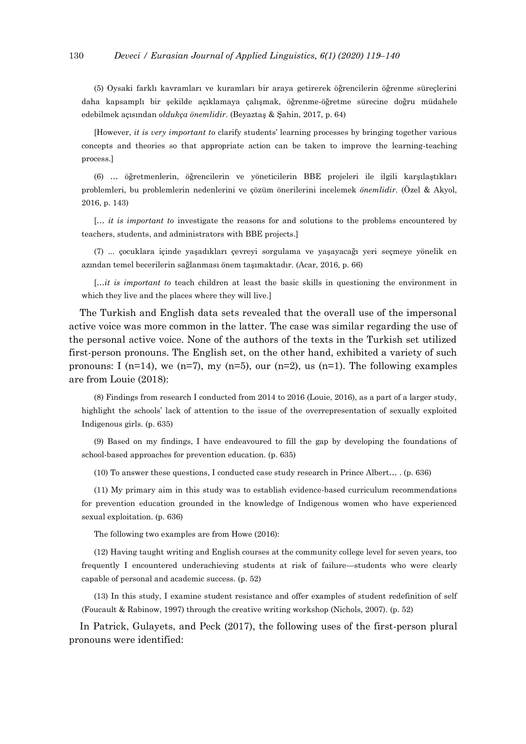(5) Oysaki farklı kavramları ve kuramları bir araya getirerek öğrencilerin öğrenme süreçlerini daha kapsamlı bir şekilde açıklamaya çalışmak, öğrenme-öğretme sürecine doğru müdahele edebilmek açısından *oldukça önemlidir*. (Beyaztaş & Şahin, 2017, p. 64)

[However, *it is very important to* clarify students' learning processes by bringing together various concepts and theories so that appropriate action can be taken to improve the learning-teaching process.]

(6) … öğretmenlerin, öğrencilerin ve yöneticilerin BBE projeleri ile ilgili karşılaştıkları problemleri, bu problemlerin nedenlerini ve çözüm önerilerini incelemek *önemlidir*. (Özel & Akyol, 2016, p. 143)

[… *it is important to* investigate the reasons for and solutions to the problems encountered by teachers, students, and administrators with BBE projects.]

(7) ... çocuklara içinde yaşadıkları çevreyi sorgulama ve yaşayacağı yeri seçmeye yönelik en azından temel becerilerin sağlanması önem taşımaktadır. (Acar, 2016, p. 66)

[…*it is important to* teach children at least the basic skills in questioning the environment in which they live and the places where they will live.]

The Turkish and English data sets revealed that the overall use of the impersonal active voice was more common in the latter. The case was similar regarding the use of the personal active voice. None of the authors of the texts in the Turkish set utilized first-person pronouns. The English set, on the other hand, exhibited a variety of such pronouns: I (n=14), we (n=7), my (n=5), our (n=2), us (n=1). The following examples are from Louie (2018):

(8) Findings from research I conducted from 2014 to 2016 (Louie, 2016), as a part of a larger study, highlight the schools' lack of attention to the issue of the overrepresentation of sexually exploited Indigenous girls. (p. 635)

(9) Based on my findings, I have endeavoured to fill the gap by developing the foundations of school-based approaches for prevention education. (p. 635)

(10) To answer these questions, I conducted case study research in Prince Albert… . (p. 636)

(11) My primary aim in this study was to establish evidence-based curriculum recommendations for prevention education grounded in the knowledge of Indigenous women who have experienced sexual exploitation. (p. 636)

The following two examples are from Howe (2016):

(12) Having taught writing and English courses at the community college level for seven years, too frequently I encountered underachieving students at risk of failure—students who were clearly capable of personal and academic success. (p. 52)

(13) In this study, I examine student resistance and offer examples of student redefinition of self (Foucault & Rabinow, 1997) through the creative writing workshop (Nichols, 2007). (p. 52)

In Patrick, Gulayets, and Peck (2017), the following uses of the first-person plural pronouns were identified: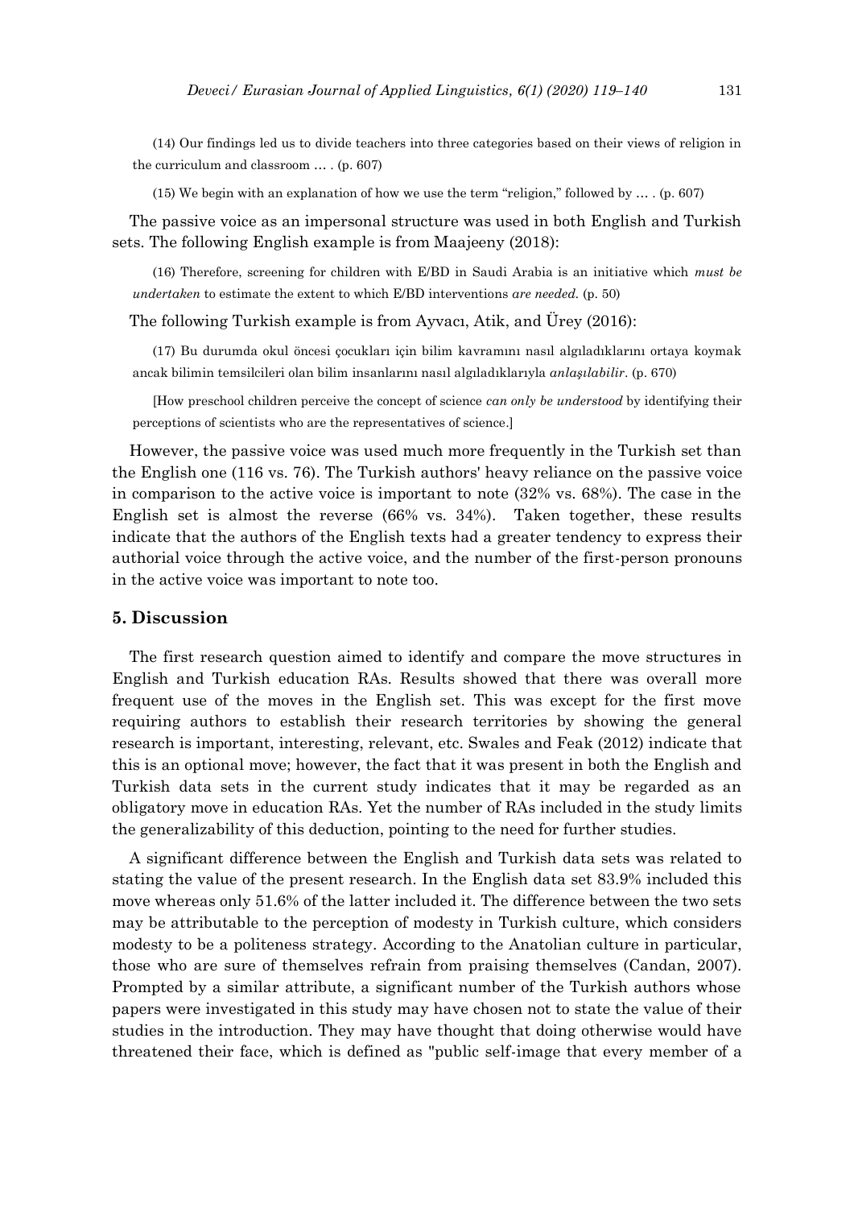(14) Our findings led us to divide teachers into three categories based on their views of religion in the curriculum and classroom … . (p. 607)

(15) We begin with an explanation of how we use the term "religion," followed by … . (p. 607)

The passive voice as an impersonal structure was used in both English and Turkish sets. The following English example is from Maajeeny (2018):

(16) Therefore, screening for children with E/BD in Saudi Arabia is an initiative which *must be undertaken* to estimate the extent to which E/BD interventions *are needed.* (p. 50)

The following Turkish example is from Ayvacı, Atik, and Ürey (2016):

(17) Bu durumda okul öncesi çocukları için bilim kavramını nasıl algıladıklarını ortaya koymak ancak bilimin temsilcileri olan bilim insanlarını nasıl algıladıklarıyla *anlaşılabilir*. (p. 670)

[How preschool children perceive the concept of science *can only be understood* by identifying their perceptions of scientists who are the representatives of science.]

However, the passive voice was used much more frequently in the Turkish set than the English one (116 vs. 76). The Turkish authors' heavy reliance on the passive voice in comparison to the active voice is important to note (32% vs. 68%). The case in the English set is almost the reverse (66% vs. 34%). Taken together, these results indicate that the authors of the English texts had a greater tendency to express their authorial voice through the active voice, and the number of the first-person pronouns in the active voice was important to note too.

## 5. Discussion

The first research question aimed to identify and compare the move structures in English and Turkish education RAs. Results showed that there was overall more frequent use of the moves in the English set. This was except for the first move requiring authors to establish their research territories by showing the general research is important, interesting, relevant, etc. Swales and Feak (2012) indicate that this is an optional move; however, the fact that it was present in both the English and Turkish data sets in the current study indicates that it may be regarded as an obligatory move in education RAs. Yet the number of RAs included in the study limits the generalizability of this deduction, pointing to the need for further studies.

A significant difference between the English and Turkish data sets was related to stating the value of the present research. In the English data set 83.9% included this move whereas only 51.6% of the latter included it. The difference between the two sets may be attributable to the perception of modesty in Turkish culture, which considers modesty to be a politeness strategy. According to the Anatolian culture in particular, those who are sure of themselves refrain from praising themselves (Candan, 2007). Prompted by a similar attribute, a significant number of the Turkish authors whose papers were investigated in this study may have chosen not to state the value of their studies in the introduction. They may have thought that doing otherwise would have threatened their face, which is defined as "public self-image that every member of a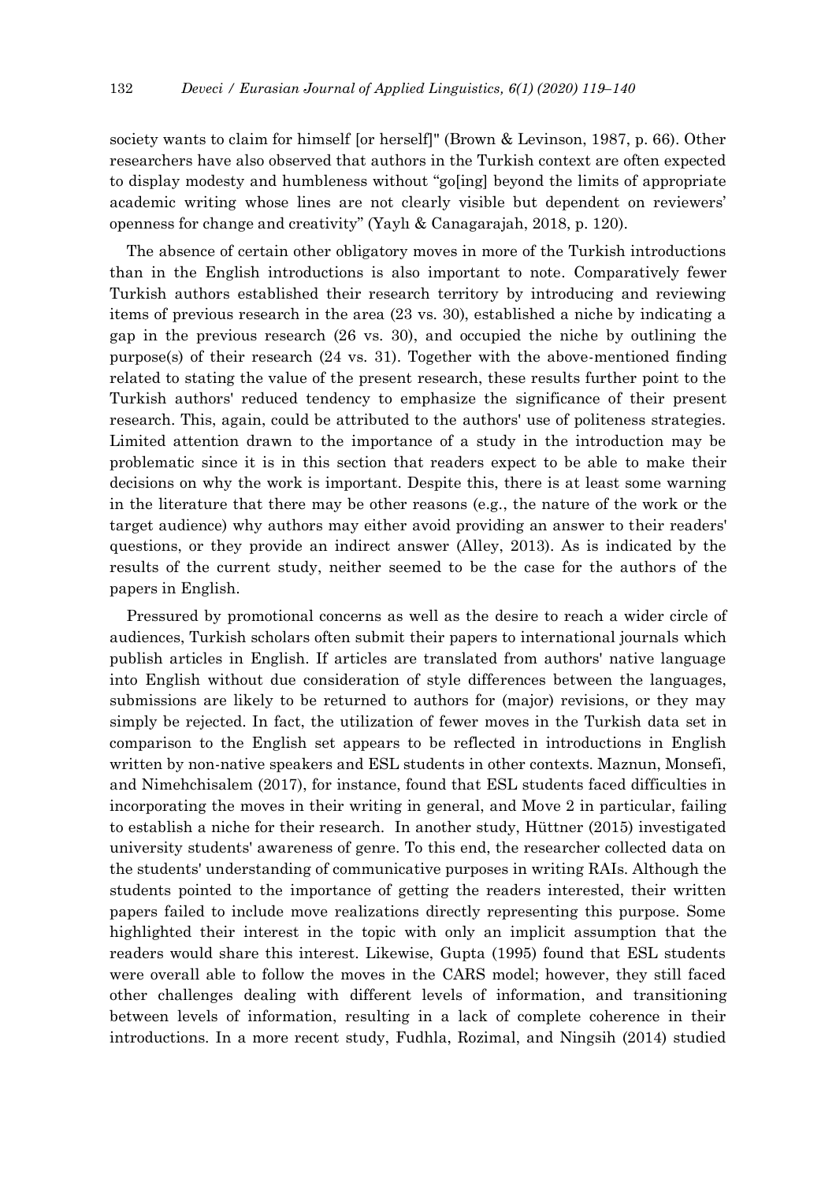society wants to claim for himself [or herself]" (Brown & Levinson, 1987, p. 66). Other researchers have also observed that authors in the Turkish context are often expected to display modesty and humbleness without "go[ing] beyond the limits of appropriate academic writing whose lines are not clearly visible but dependent on reviewers' openness for change and creativity" (Yaylı & Canagarajah, 2018, p. 120).

The absence of certain other obligatory moves in more of the Turkish introductions than in the English introductions is also important to note. Comparatively fewer Turkish authors established their research territory by introducing and reviewing items of previous research in the area (23 vs. 30), established a niche by indicating a gap in the previous research (26 vs. 30), and occupied the niche by outlining the purpose(s) of their research (24 vs. 31). Together with the above-mentioned finding related to stating the value of the present research, these results further point to the Turkish authors' reduced tendency to emphasize the significance of their present research. This, again, could be attributed to the authors' use of politeness strategies. Limited attention drawn to the importance of a study in the introduction may be problematic since it is in this section that readers expect to be able to make their decisions on why the work is important. Despite this, there is at least some warning in the literature that there may be other reasons (e.g., the nature of the work or the target audience) why authors may either avoid providing an answer to their readers' questions, or they provide an indirect answer (Alley, 2013). As is indicated by the results of the current study, neither seemed to be the case for the authors of the papers in English.

Pressured by promotional concerns as well as the desire to reach a wider circle of audiences, Turkish scholars often submit their papers to international journals which publish articles in English. If articles are translated from authors' native language into English without due consideration of style differences between the languages, submissions are likely to be returned to authors for (major) revisions, or they may simply be rejected. In fact, the utilization of fewer moves in the Turkish data set in comparison to the English set appears to be reflected in introductions in English written by non-native speakers and ESL students in other contexts. Maznun, Monsefi, and Nimehchisalem (2017), for instance, found that ESL students faced difficulties in incorporating the moves in their writing in general, and Move 2 in particular, failing to establish a niche for their research. In another study, Hüttner (2015) investigated university students' awareness of genre. To this end, the researcher collected data on the students' understanding of communicative purposes in writing RAIs. Although the students pointed to the importance of getting the readers interested, their written papers failed to include move realizations directly representing this purpose. Some highlighted their interest in the topic with only an implicit assumption that the readers would share this interest. Likewise, Gupta (1995) found that ESL students were overall able to follow the moves in the CARS model; however, they still faced other challenges dealing with different levels of information, and transitioning between levels of information, resulting in a lack of complete coherence in their introductions. In a more recent study, Fudhla, Rozimal, and Ningsih (2014) studied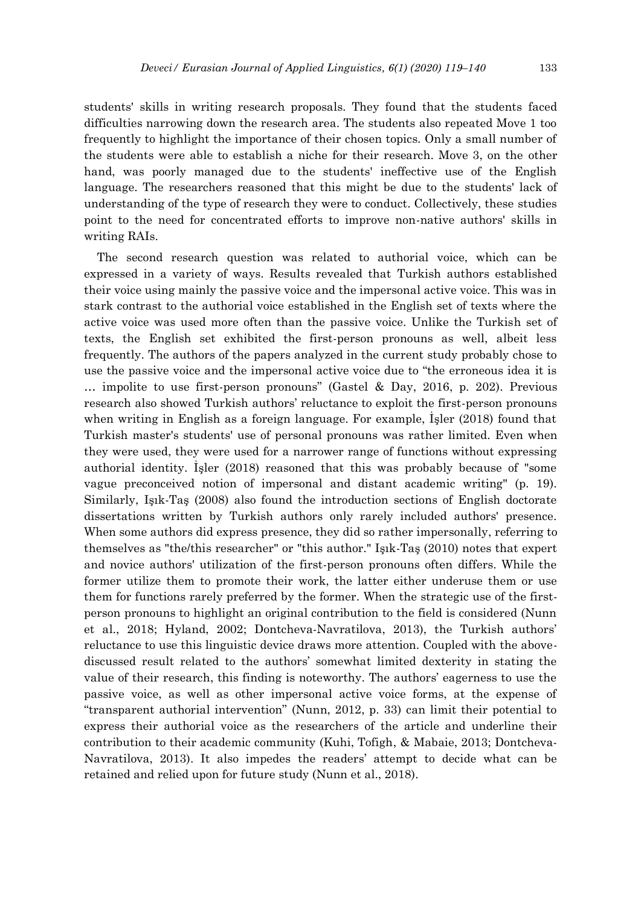students' skills in writing research proposals. They found that the students faced difficulties narrowing down the research area. The students also repeated Move 1 too frequently to highlight the importance of their chosen topics. Only a small number of the students were able to establish a niche for their research. Move 3, on the other hand, was poorly managed due to the students' ineffective use of the English language. The researchers reasoned that this might be due to the students' lack of understanding of the type of research they were to conduct. Collectively, these studies point to the need for concentrated efforts to improve non-native authors' skills in writing RAIs.

The second research question was related to authorial voice, which can be expressed in a variety of ways. Results revealed that Turkish authors established their voice using mainly the passive voice and the impersonal active voice. This was in stark contrast to the authorial voice established in the English set of texts where the active voice was used more often than the passive voice. Unlike the Turkish set of texts, the English set exhibited the first-person pronouns as well, albeit less frequently. The authors of the papers analyzed in the current study probably chose to use the passive voice and the impersonal active voice due to "the erroneous idea it is … impolite to use first-person pronouns" (Gastel & Day, 2016, p. 202). Previous research also showed Turkish authors' reluctance to exploit the first-person pronouns when writing in English as a foreign language. For example, İşler (2018) found that Turkish master's students' use of personal pronouns was rather limited. Even when they were used, they were used for a narrower range of functions without expressing authorial identity. İşler (2018) reasoned that this was probably because of "some vague preconceived notion of impersonal and distant academic writing" (p. 19). Similarly, Işık-Taş (2008) also found the introduction sections of English doctorate dissertations written by Turkish authors only rarely included authors' presence. When some authors did express presence, they did so rather impersonally, referring to themselves as "the/this researcher" or "this author." Işık-Taş (2010) notes that expert and novice authors' utilization of the first-person pronouns often differs. While the former utilize them to promote their work, the latter either underuse them or use them for functions rarely preferred by the former. When the strategic use of the first-person pronouns to highlight an original contribution to the field is considered (Nunn et al., 2018; Hyland, 2002; Dontcheva-Navratilova, 2013), the Turkish authors' reluctance to use this linguistic device draws more attention. Coupled with the above-discussed result related to the authors' somewhat limited dexterity in stating the value of their research, this finding is noteworthy. The authors' eagerness to use the passive voice, as well as other impersonal active voice forms, at the expense of "transparent authorial intervention" (Nunn, 2012, p. 33) can limit their potential to express their authorial voice as the researchers of the article and underline their contribution to their academic community (Kuhi, Tofigh, & Mabaie, 2013; Dontcheva-Navratilova, 2013). It also impedes the readers' attempt to decide what can be retained and relied upon for future study (Nunn et al., 2018).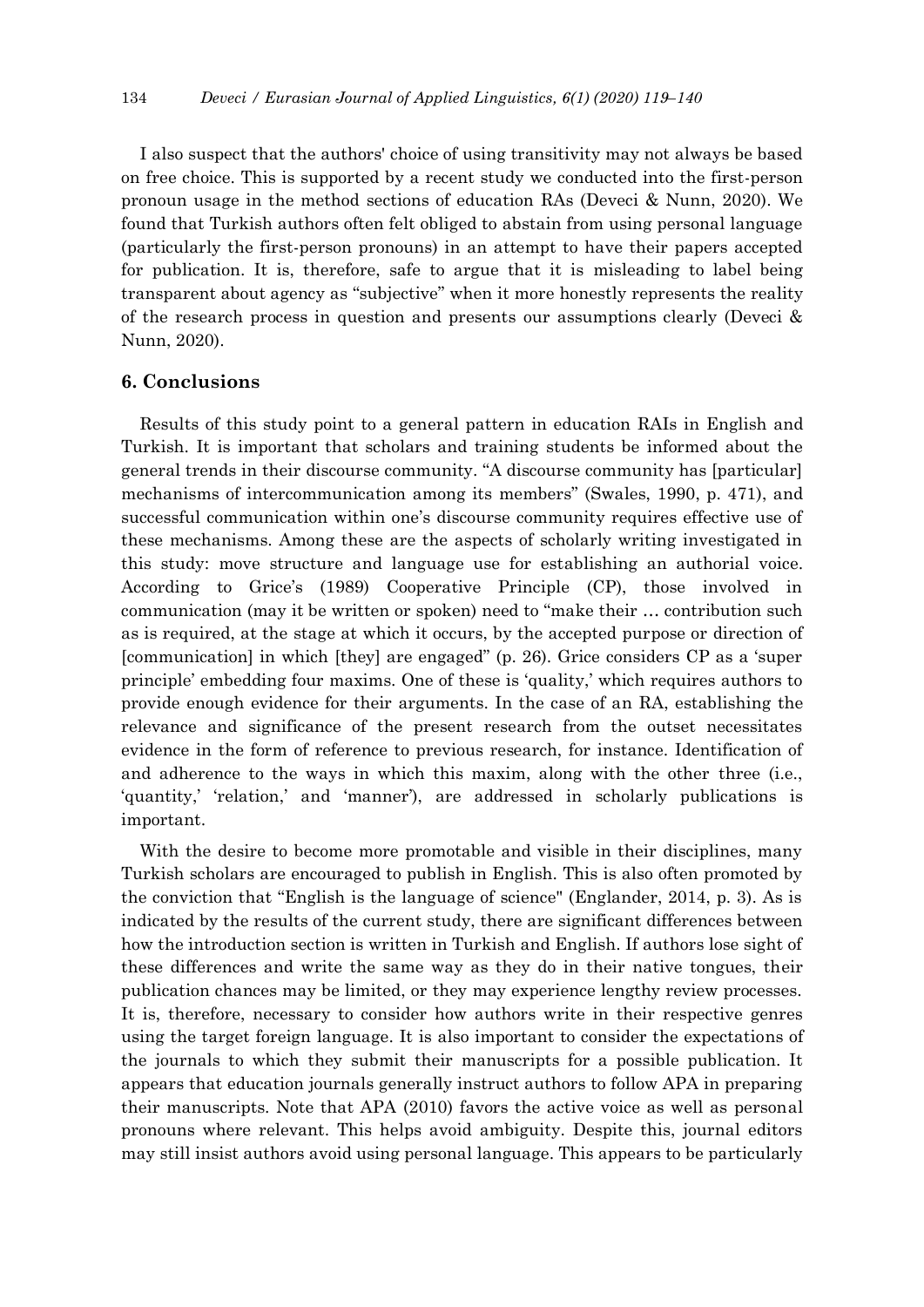I also suspect that the authors' choice of using transitivity may not always be based on free choice. This is supported by a recent study we conducted into the first-person pronoun usage in the method sections of education RAs (Deveci & Nunn, 2020). We found that Turkish authors often felt obliged to abstain from using personal language (particularly the first-person pronouns) in an attempt to have their papers accepted for publication. It is, therefore, safe to argue that it is misleading to label being transparent about agency as "subjective" when it more honestly represents the reality of the research process in question and presents our assumptions clearly (Deveci & Nunn, 2020).

## 6. Conclusions

Results of this study point to a general pattern in education RAIs in English and Turkish. It is important that scholars and training students be informed about the general trends in their discourse community. "A discourse community has [particular] mechanisms of intercommunication among its members" (Swales, 1990, p. 471), and successful communication within one's discourse community requires effective use of these mechanisms. Among these are the aspects of scholarly writing investigated in this study: move structure and language use for establishing an authorial voice. According to Grice's (1989) Cooperative Principle (CP), those involved in communication (may it be written or spoken) need to "make their … contribution such as is required, at the stage at which it occurs, by the accepted purpose or direction of [communication] in which [they] are engaged" (p. 26). Grice considers CP as a 'super principle' embedding four maxims. One of these is 'quality,' which requires authors to provide enough evidence for their arguments. In the case of an RA, establishing the relevance and significance of the present research from the outset necessitates evidence in the form of reference to previous research, for instance. Identification of and adherence to the ways in which this maxim, along with the other three (i.e., 'quantity,' 'relation,' and 'manner'), are addressed in scholarly publications is important.

With the desire to become more promotable and visible in their disciplines, many Turkish scholars are encouraged to publish in English. This is also often promoted by the conviction that "English is the language of science" (Englander, 2014, p. 3). As is indicated by the results of the current study, there are significant differences between how the introduction section is written in Turkish and English. If authors lose sight of these differences and write the same way as they do in their native tongues, their publication chances may be limited, or they may experience lengthy review processes. It is, therefore, necessary to consider how authors write in their respective genres using the target foreign language. It is also important to consider the expectations of the journals to which they submit their manuscripts for a possible publication. It appears that education journals generally instruct authors to follow APA in preparing their manuscripts. Note that APA (2010) favors the active voice as well as personal pronouns where relevant. This helps avoid ambiguity. Despite this, journal editors may still insist authors avoid using personal language. This appears to be particularly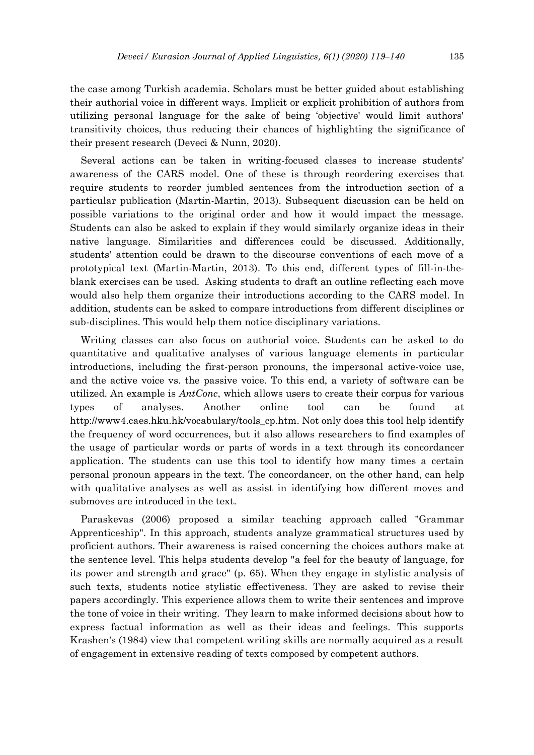the case among Turkish academia. Scholars must be better guided about establishing their authorial voice in different ways. Implicit or explicit prohibition of authors from utilizing personal language for the sake of being 'objective' would limit authors' transitivity choices, thus reducing their chances of highlighting the significance of their present research (Deveci & Nunn, 2020).

Several actions can be taken in writing-focused classes to increase students' awareness of the CARS model. One of these is through reordering exercises that require students to reorder jumbled sentences from the introduction section of a particular publication (Martin-Martin, 2013). Subsequent discussion can be held on possible variations to the original order and how it would impact the message. Students can also be asked to explain if they would similarly organize ideas in their native language. Similarities and differences could be discussed. Additionally, students' attention could be drawn to the discourse conventions of each move of a prototypical text (Martin-Martin, 2013). To this end, different types of fill-in-the-blank exercises can be used. Asking students to draft an outline reflecting each move would also help them organize their introductions according to the CARS model. In addition, students can be asked to compare introductions from different disciplines or sub-disciplines. This would help them notice disciplinary variations.

Writing classes can also focus on authorial voice. Students can be asked to do quantitative and qualitative analyses of various language elements in particular introductions, including the first-person pronouns, the impersonal active-voice use, and the active voice vs. the passive voice. To this end, a variety of software can be utilized. An example is *AntConc*, which allows users to create their corpus for various types of analyses. Another online tool can be found at http://www4.caes.hku.hk/vocabulary/tools_cp.htm. Not only does this tool help identify the frequency of word occurrences, but it also allows researchers to find examples of the usage of particular words or parts of words in a text through its concordancer application. The students can use this tool to identify how many times a certain personal pronoun appears in the text. The concordancer, on the other hand, can help with qualitative analyses as well as assist in identifying how different moves and submoves are introduced in the text.

Paraskevas (2006) proposed a similar teaching approach called "Grammar Apprenticeship". In this approach, students analyze grammatical structures used by proficient authors. Their awareness is raised concerning the choices authors make at the sentence level. This helps students develop "a feel for the beauty of language, for its power and strength and grace" (p. 65). When they engage in stylistic analysis of such texts, students notice stylistic effectiveness. They are asked to revise their papers accordingly. This experience allows them to write their sentences and improve the tone of voice in their writing. They learn to make informed decisions about how to express factual information as well as their ideas and feelings. This supports Krashen's (1984) view that competent writing skills are normally acquired as a result of engagement in extensive reading of texts composed by competent authors.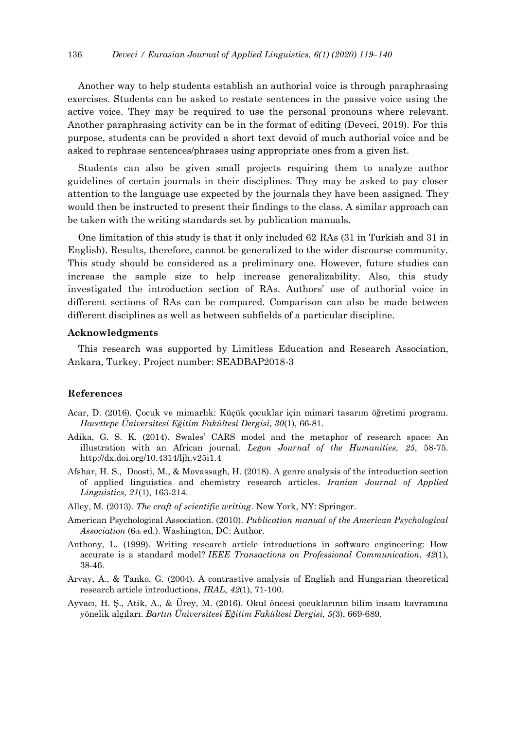Another way to help students establish an authorial voice is through paraphrasing exercises. Students can be asked to restate sentences in the passive voice using the active voice. They may be required to use the personal pronouns where relevant. Another paraphrasing activity can be in the format of editing (Deveci, 2019). For this purpose, students can be provided a short text devoid of much authorial voice and be asked to rephrase sentences/phrases using appropriate ones from a given list.

Students can also be given small projects requiring them to analyze author guidelines of certain journals in their disciplines. They may be asked to pay closer attention to the language use expected by the journals they have been assigned. They would then be instructed to present their findings to the class. A similar approach can be taken with the writing standards set by publication manuals.

One limitation of this study is that it only included 62 RAs (31 in Turkish and 31 in English). Results, therefore, cannot be generalized to the wider discourse community. This study should be considered as a preliminary one. However, future studies can increase the sample size to help increase generalizability. Also, this study investigated the introduction section of RAs. Authors' use of authorial voice in different sections of RAs can be compared. Comparison can also be made between different disciplines as well as between subfields of a particular discipline.

### Acknowledgments

This research was supported by Limitless Education and Research Association, Ankara, Turkey. Project number: SEADBAP2018-3

### References

Acar, D. (2016). Çocuk ve mimarlık: Küçük çocuklar için mimari tasarım öğretimi programı. *Hacettepe Üniversitesi Eğitim Fakültesi Dergisi, 30*(1), 66-81.

Adika, G. S. K. (2014). Swales' CARS model and the metaphor of research space: An illustration with an African journal. *Legon Journal of the Humanities, 25*, 58-75. http://dx.doi.org/10.4314/ljh.v25i1.4

Afshar, H. S., Doosti, M., & Movassagh, H. (2018). A genre analysis of the introduction section of applied linguistics and chemistry research articles. *Iranian Journal of Applied Linguistics, 21*(1), 163-214.

Alley, M. (2013). *The craft of scientific writing*. New York, NY: Springer.

American Psychological Association. (2010). *Publication manual of the American Psychological Association* (6th ed.). Washington, DC: Author.

Anthony, L. (1999). Writing research article introductions in software engineering: How accurate is a standard model? *IEEE Transactions on Professional Communication*, *42*(1), 38-46.

Arvay, A., & Tanko, G. (2004). A contrastive analysis of English and Hungarian theoretical research article introductions, *IRAL, 42*(1), 71-100.

Ayvacı, H. Ş., Atik, A., & Ürey, M. (2016). Okul öncesi çocuklarının bilim insanı kavramına yönelik algıları. *Bartın Üniversitesi Eğitim Fakültesi Dergisi, 5(*3), 669-689.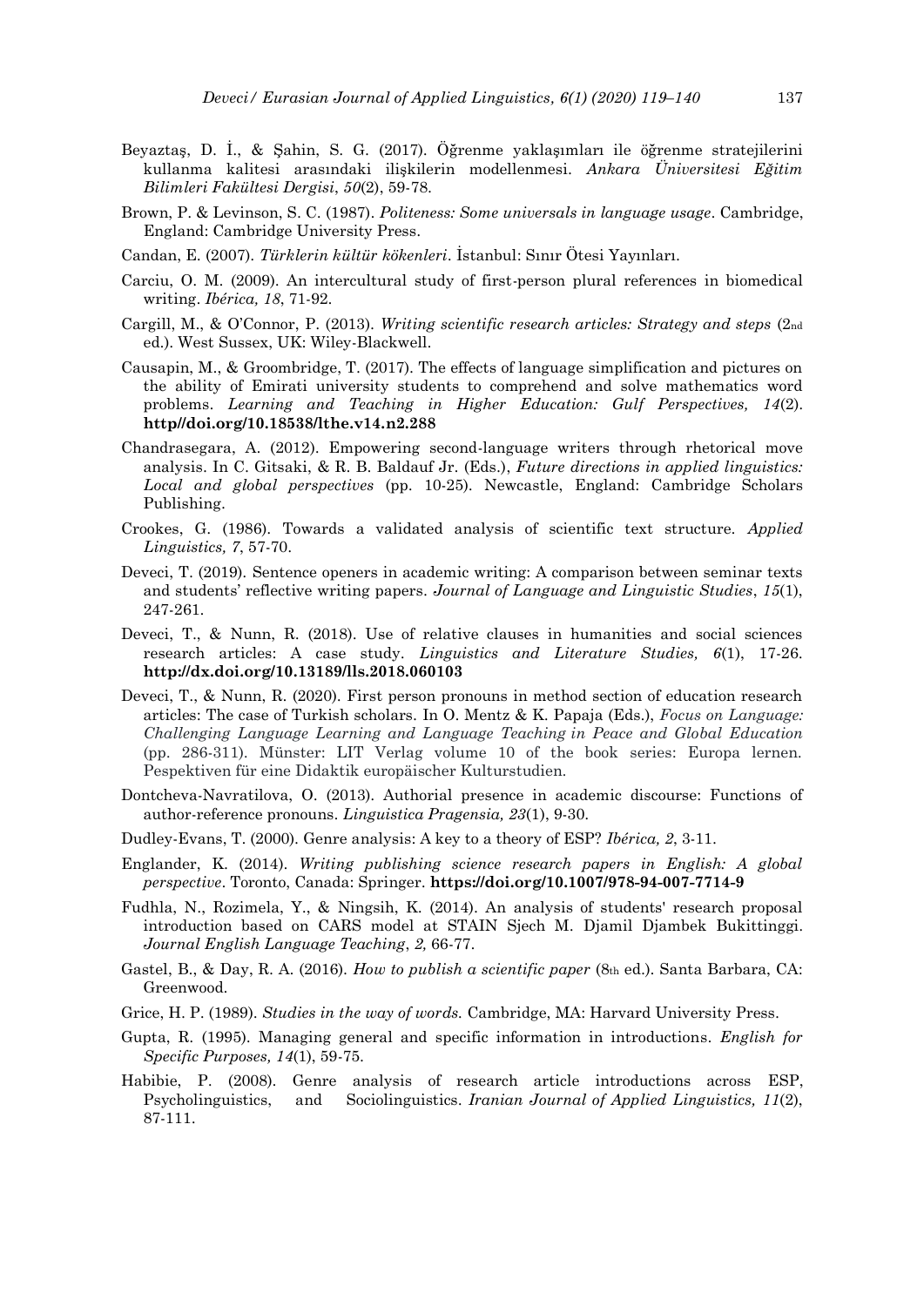Beyaztaş, D. İ., & Şahin, S. G. (2017). Öğrenme yaklaşımları ile öğrenme stratejilerini kullanma kalitesi arasındaki ilişkilerin modellenmesi. *Ankara Üniversitesi Eğitim Bilimleri Fakültesi Dergisi*, *50*(2), 59-78.

Brown, P. & Levinson, S. C. (1987). *Politeness: Some universals in language usage*. Cambridge, England: Cambridge University Press.

Candan, E. (2007). *Türklerin kültür kökenleri*. İstanbul: Sınır Ötesi Yayınları.

Carciu, O. M. (2009). An intercultural study of first-person plural references in biomedical writing. *Ibérica, 18*, 71-92.

Cargill, M., & O'Connor, P. (2013). *Writing scientific research articles: Strategy and steps* (2nd ed.). West Sussex, UK: Wiley-Blackwell.

Causapin, M., & Groombridge, T. (2017). The effects of language simplification and pictures on the ability of Emirati university students to comprehend and solve mathematics word problems. *Learning and Teaching in Higher Education: Gulf Perspectives, 14*(2). **http//doi.org/10.18538/lthe.v14.n2.288**

Chandrasegara, A. (2012). Empowering second-language writers through rhetorical move analysis. In C. Gitsaki, & R. B. Baldauf Jr. (Eds.), *Future directions in applied linguistics: Local and global perspectives* (pp. 10-25). Newcastle, England: Cambridge Scholars Publishing.

Crookes, G. (1986). Towards a validated analysis of scientific text structure. *Applied Linguistics, 7*, 57-70.

Deveci, T. (2019). Sentence openers in academic writing: A comparison between seminar texts and students' reflective writing papers. *Journal of Language and Linguistic Studies*, *15*(1), 247-261.

Deveci, T., & Nunn, R. (2018). Use of relative clauses in humanities and social sciences research articles: A case study. *Linguistics and Literature Studies, 6*(1), 17-26. **http://dx.doi.org/10.13189/lls.2018.060103**

Deveci, T., & Nunn, R. (2020). First person pronouns in method section of education research articles: The case of Turkish scholars. In O. Mentz & K. Papaja (Eds.), *Focus on Language: Challenging Language Learning and Language Teaching in Peace and Global Education* (pp. 286-311). Münster: LIT Verlag volume 10 of the book series: Europa lernen. Pespektiven für eine Didaktik europäischer Kulturstudien.

Dontcheva-Navratilova, O. (2013). Authorial presence in academic discourse: Functions of author-reference pronouns. *Linguistica Pragensia, 23*(1), 9-30.

Dudley-Evans, T. (2000). Genre analysis: A key to a theory of ESP? *Ibérica, 2*, 3-11.

Englander, K. (2014). *Writing publishing science research papers in English: A global perspective*. Toronto, Canada: Springer. **https://doi.org/10.1007/978-94-007-7714-9**

Fudhla, N., Rozimela, Y., & Ningsih, K. (2014). An analysis of students' research proposal introduction based on CARS model at STAIN Sjech M. Djamil Djambek Bukittinggi. *Journal English Language Teaching*, *2,* 66-77.

Gastel, B., & Day, R. A. (2016). *How to publish a scientific paper* (8th ed.). Santa Barbara, CA: Greenwood.

Grice, H. P. (1989). *Studies in the way of words.* Cambridge, MA: Harvard University Press.

Gupta, R. (1995). Managing general and specific information in introductions. *English for Specific Purposes, 14*(1), 59-75.

Habibie, P. (2008). Genre analysis of research article introductions across ESP, Psycholinguistics, and Sociolinguistics. *Iranian Journal of Applied Linguistics, 11*(2), 87-111.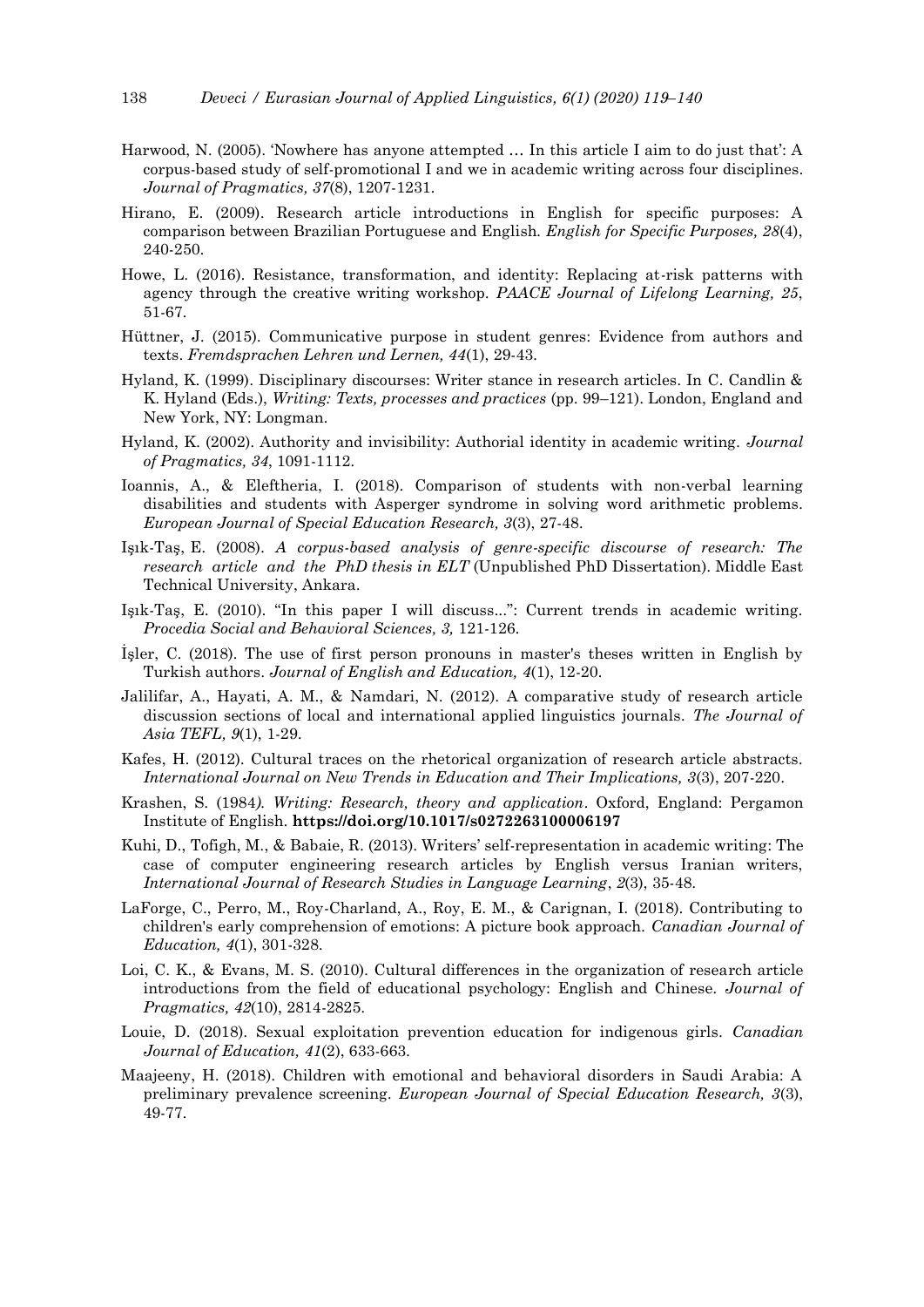Harwood, N. (2005). 'Nowhere has anyone attempted … In this article I aim to do just that': A corpus-based study of self-promotional I and we in academic writing across four disciplines. *Journal of Pragmatics, 37*(8), 1207-1231.

Hirano, E. (2009). Research article introductions in English for specific purposes: A comparison between Brazilian Portuguese and English. *English for Specific Purposes, 28*(4), 240-250.

Howe, L. (2016). Resistance, transformation, and identity: Replacing at-risk patterns with agency through the creative writing workshop. *PAACE Journal of Lifelong Learning, 25*, 51-67.

Hüttner, J. (2015). Communicative purpose in student genres: Evidence from authors and texts. *Fremdsprachen Lehren und Lernen, 44*(1), 29-43.

Hyland, K. (1999). Disciplinary discourses: Writer stance in research articles. In C. Candlin & K. Hyland (Eds.), *Writing: Texts, processes and practices* (pp. 99–121). London, England and New York, NY: Longman.

Hyland, K. (2002). Authority and invisibility: Authorial identity in academic writing. *Journal of Pragmatics, 34*, 1091-1112.

Ioannis, A., & Eleftheria, I. (2018). Comparison of students with non-verbal learning disabilities and students with Asperger syndrome in solving word arithmetic problems. *European Journal of Special Education Research, 3*(3), 27-48.

Işık-Taş, E. (2008). *A corpus-based analysis of genre-specific discourse of research: The research article and the PhD thesis in ELT* (Unpublished PhD Dissertation). Middle East Technical University, Ankara.

Işık-Taş, E. (2010). "In this paper I will discuss...": Current trends in academic writing. *Procedia Social and Behavioral Sciences, 3,* 121-126.

İşler, C. (2018). The use of first person pronouns in master's theses written in English by Turkish authors. *Journal of English and Education, 4*(1), 12-20.

Jalilifar, A., Hayati, A. M., & Namdari, N. (2012). A comparative study of research article discussion sections of local and international applied linguistics journals. *The Journal of Asia TEFL, 9*(1), 1-29.

Kafes, H. (2012). Cultural traces on the rhetorical organization of research article abstracts. *International Journal on New Trends in Education and Their Implications, 3*(3), 207-220.

Krashen, S. (1984). *Writing: Research, theory and application*. Oxford, England: Pergamon Institute of English. **https://doi.org/10.1017/s0272263100006197**

Kuhi, D., Tofigh, M., & Babaie, R. (2013). Writers' self-representation in academic writing: The case of computer engineering research articles by English versus Iranian writers, *International Journal of Research Studies in Language Learning*, *2*(3), 35-48.

LaForge, C., Perro, M., Roy-Charland, A., Roy, E. M., & Carignan, I. (2018). Contributing to children's early comprehension of emotions: A picture book approach. *Canadian Journal of Education, 4*(1), 301-328.

Loi, C. K., & Evans, M. S. (2010). Cultural differences in the organization of research article introductions from the field of educational psychology: English and Chinese. *Journal of Pragmatics, 42*(10), 2814-2825.

Louie, D. (2018). Sexual exploitation prevention education for indigenous girls. *Canadian Journal of Education, 41*(2), 633-663.

Maajeeny, H. (2018). Children with emotional and behavioral disorders in Saudi Arabia: A preliminary prevalence screening. *European Journal of Special Education Research, 3*(3), 49-77.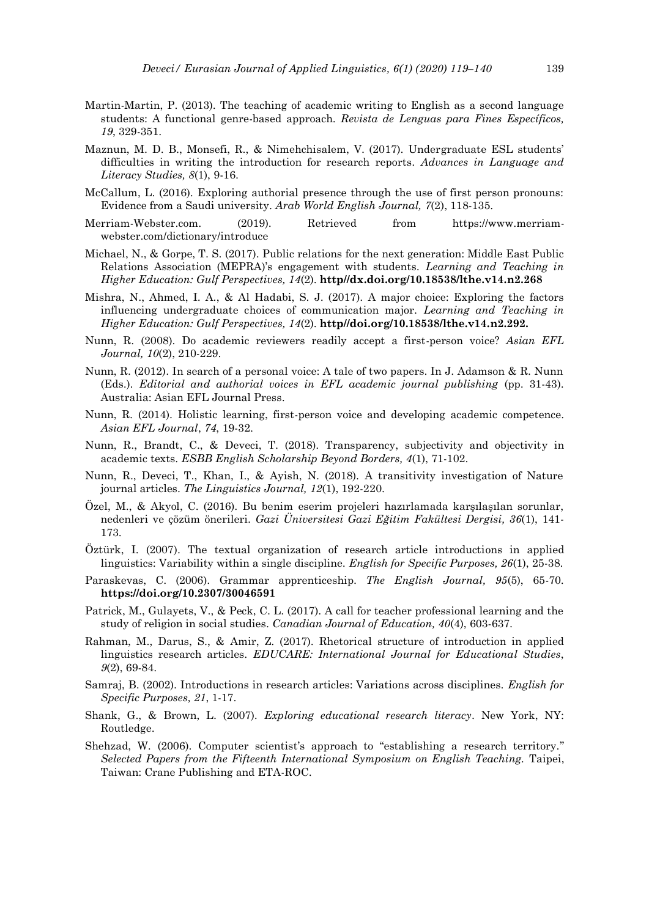Martin-Martin, P. (2013). The teaching of academic writing to English as a second language students: A functional genre-based approach. *Revista de Lenguas para Fines Específicos, 19*, 329-351.

Maznun, M. D. B., Monsefi, R., & Nimehchisalem, V. (2017). Undergraduate ESL students' difficulties in writing the introduction for research reports. *Advances in Language and Literacy Studies, 8*(1), 9-16.

McCallum, L. (2016). Exploring authorial presence through the use of first person pronouns: Evidence from a Saudi university. *Arab World English Journal, 7*(2), 118-135.

Merriam-Webster.com. (2019). Retrieved from https://www.merriam-webster.com/dictionary/introduce

Michael, N., & Gorpe, T. S. (2017). Public relations for the next generation: Middle East Public Relations Association (MEPRA)'s engagement with students. *Learning and Teaching in Higher Education: Gulf Perspectives, 14*(2). **http//dx.doi.org/10.18538/lthe.v14.n2.268**

Mishra, N., Ahmed, I. A., & Al Hadabi, S. J. (2017). A major choice: Exploring the factors influencing undergraduate choices of communication major. *Learning and Teaching in Higher Education: Gulf Perspectives, 14*(2). **http//doi.org/10.18538/lthe.v14.n2.292.**

Nunn, R. (2008). Do academic reviewers readily accept a first-person voice? *Asian EFL Journal, 10*(2), 210-229.

Nunn, R. (2012). In search of a personal voice: A tale of two papers. In J. Adamson & R. Nunn (Eds.). *Editorial and authorial voices in EFL academic journal publishing* (pp. 31-43). Australia: Asian EFL Journal Press.

Nunn, R. (2014). Holistic learning, first-person voice and developing academic competence. *Asian EFL Journal*, *74*, 19-32.

Nunn, R., Brandt, C., & Deveci, T. (2018). Transparency, subjectivity and objectivity in academic texts. *ESBB English Scholarship Beyond Borders, 4*(1), 71-102.

Nunn, R., Deveci, T., Khan, I., & Ayish, N. (2018). A transitivity investigation of Nature journal articles. *The Linguistics Journal, 12*(1), 192-220.

Özel, M., & Akyol, C. (2016). Bu benim eserim projeleri hazırlamada karşılaşılan sorunlar, nedenleri ve çözüm önerileri. *Gazi Üniversitesi Gazi Eğitim Fakültesi Dergisi, 36*(1), 141-173.

Öztürk, I. (2007). The textual organization of research article introductions in applied linguistics: Variability within a single discipline. *English for Specific Purposes, 26*(1), 25-38.

Paraskevas, C. (2006). Grammar apprenticeship. *The English Journal, 95*(5), 65-70. **https://doi.org/10.2307/30046591**

Patrick, M., Gulayets, V., & Peck, C. L. (2017). A call for teacher professional learning and the study of religion in social studies. *Canadian Journal of Education, 40*(4), 603-637.

Rahman, M., Darus, S., & Amir, Z. (2017). Rhetorical structure of introduction in applied linguistics research articles. *EDUCARE: International Journal for Educational Studies*, *9*(2), 69-84.

Samraj, B. (2002). Introductions in research articles: Variations across disciplines. *English for Specific Purposes, 21*, 1-17.

Shank, G., & Brown, L. (2007). *Exploring educational research literacy*. New York, NY: Routledge.

Shehzad, W. (2006). Computer scientist's approach to "establishing a research territory." *Selected Papers from the Fifteenth International Symposium on English Teaching.* Taipei, Taiwan: Crane Publishing and ETA-ROC.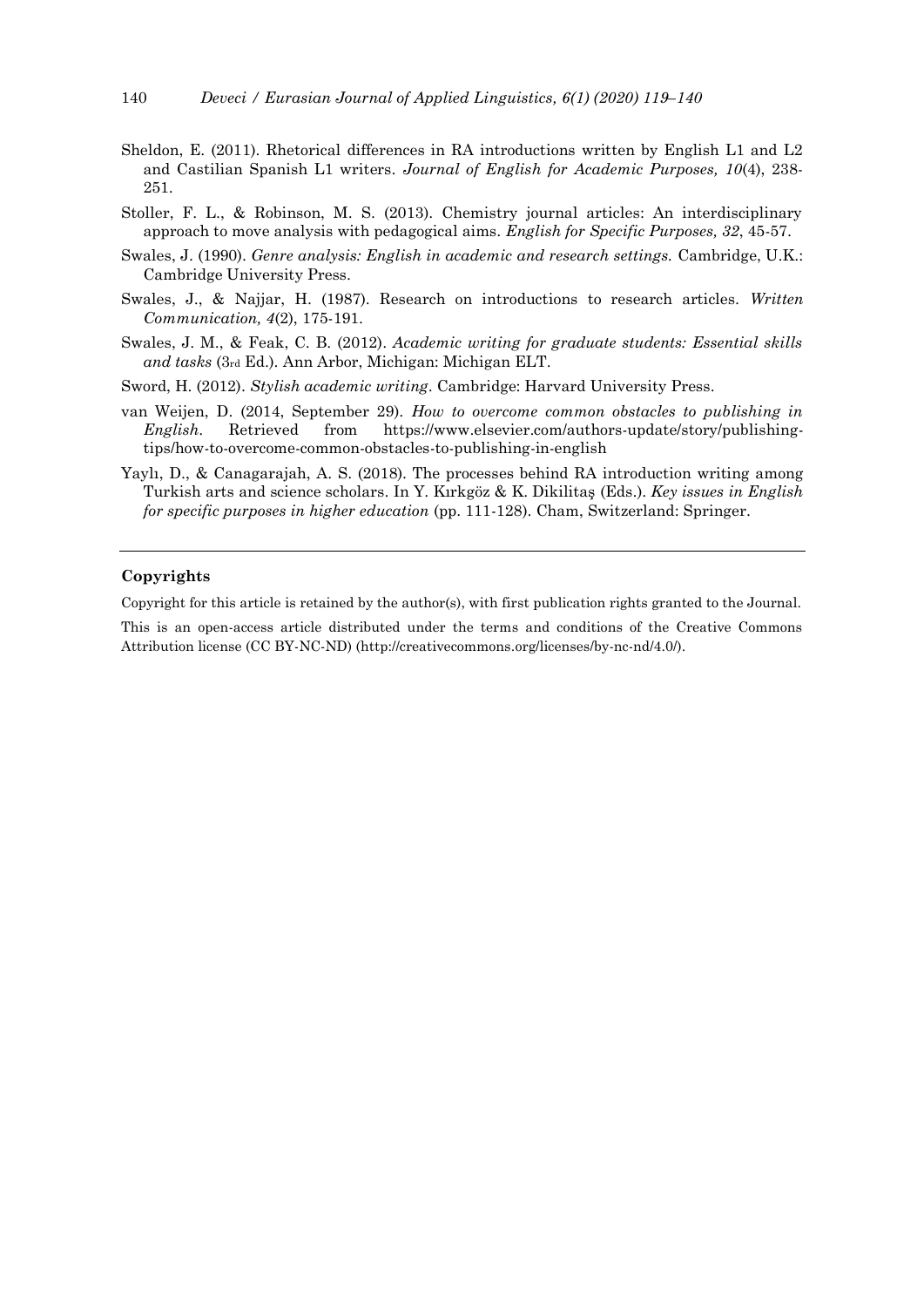Sheldon, E. (2011). Rhetorical differences in RA introductions written by English L1 and L2 and Castilian Spanish L1 writers. *Journal of English for Academic Purposes, 10*(4), 238-251.

Stoller, F. L., & Robinson, M. S. (2013). Chemistry journal articles: An interdisciplinary approach to move analysis with pedagogical aims. *English for Specific Purposes, 32*, 45-57.

Swales, J. (1990). *Genre analysis: English in academic and research settings.* Cambridge, U.K.: Cambridge University Press.

Swales, J., & Najjar, H. (1987). Research on introductions to research articles. *Written Communication, 4*(2), 175-191.

Swales, J. M., & Feak, C. B. (2012). *Academic writing for graduate students: Essential skills and tasks* (3rd Ed.). Ann Arbor, Michigan: Michigan ELT.

Sword, H. (2012). *Stylish academic writing*. Cambridge: Harvard University Press.

van Weijen, D. (2014, September 29). *How to overcome common obstacles to publishing in English*. Retrieved from https://www.elsevier.com/authors-update/story/publishing-tips/how-to-overcome-common-obstacles-to-publishing-in-english

Yaylı, D., & Canagarajah, A. S. (2018). The processes behind RA introduction writing among Turkish arts and science scholars. In Y. Kırkgöz & K. Dikilitaş (Eds.). *Key issues in English for specific purposes in higher education* (pp. 111-128). Cham, Switzerland: Springer.

---

**Copyrights**

Copyright for this article is retained by the author(s), with first publication rights granted to the Journal.

This is an open-access article distributed under the terms and conditions of the Creative Commons Attribution license (CC BY-NC-ND) (http://creativecommons.org/licenses/by-nc-nd/4.0/).